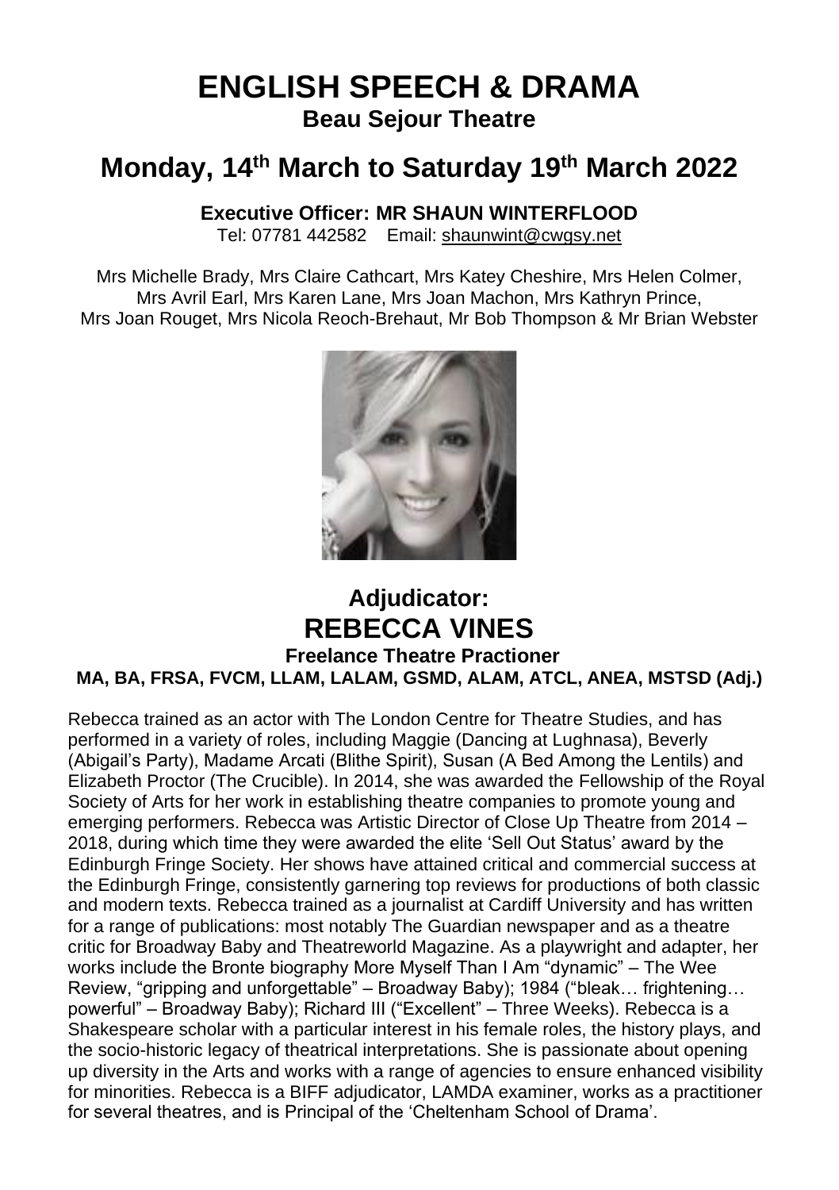# ENGLISH SPEECH & DRAMA

## Beau Sejour Theatre

## Monday, 14th March to Saturday 19th March 2022

**Executive Officer: MR SHAUN WINTERFLOOD**

Tel: 07781 442582 Email: shaunwint@cwgsy.net

Mrs Michelle Brady, Mrs Claire Cathcart, Mrs Katey Cheshire, Mrs Helen Colmer, Mrs Avril Earl, Mrs Karen Lane, Mrs Joan Machon, Mrs Kathryn Prince, Mrs Joan Rouget, Mrs Nicola Reoch-Brehaut, Mr Bob Thompson & Mr Brian Webster

## Adjudicator: REBECCA VINES

**Freelance Theatre Practioner**

**MA, BA, FRSA, FVCM, LLAM, LALAM, GSMD, ALAM, ATCL, ANEA, MSTSD (Adj.)**

Rebecca trained as an actor with The London Centre for Theatre Studies, and has performed in a variety of roles, including Maggie (Dancing at Lughnasa), Beverly (Abigail's Party), Madame Arcati (Blithe Spirit), Susan (A Bed Among the Lentils) and Elizabeth Proctor (The Crucible). In 2014, she was awarded the Fellowship of the Royal Society of Arts for her work in establishing theatre companies to promote young and emerging performers. Rebecca was Artistic Director of Close Up Theatre from 2014 – 2018, during which time they were awarded the elite 'Sell Out Status' award by the Edinburgh Fringe Society. Her shows have attained critical and commercial success at the Edinburgh Fringe, consistently garnering top reviews for productions of both classic and modern texts. Rebecca trained as a journalist at Cardiff University and has written for a range of publications: most notably The Guardian newspaper and as a theatre critic for Broadway Baby and Theatreworld Magazine. As a playwright and adapter, her works include the Bronte biography More Myself Than I Am "dynamic" – The Wee Review, "gripping and unforgettable" – Broadway Baby); 1984 ("bleak… frightening… powerful" – Broadway Baby); Richard III ("Excellent" – Three Weeks). Rebecca is a Shakespeare scholar with a particular interest in his female roles, the history plays, and the socio-historic legacy of theatrical interpretations. She is passionate about opening up diversity in the Arts and works with a range of agencies to ensure enhanced visibility for minorities. Rebecca is a BIFF adjudicator, LAMDA examiner, works as a practitioner for several theatres, and is Principal of the 'Cheltenham School of Drama'.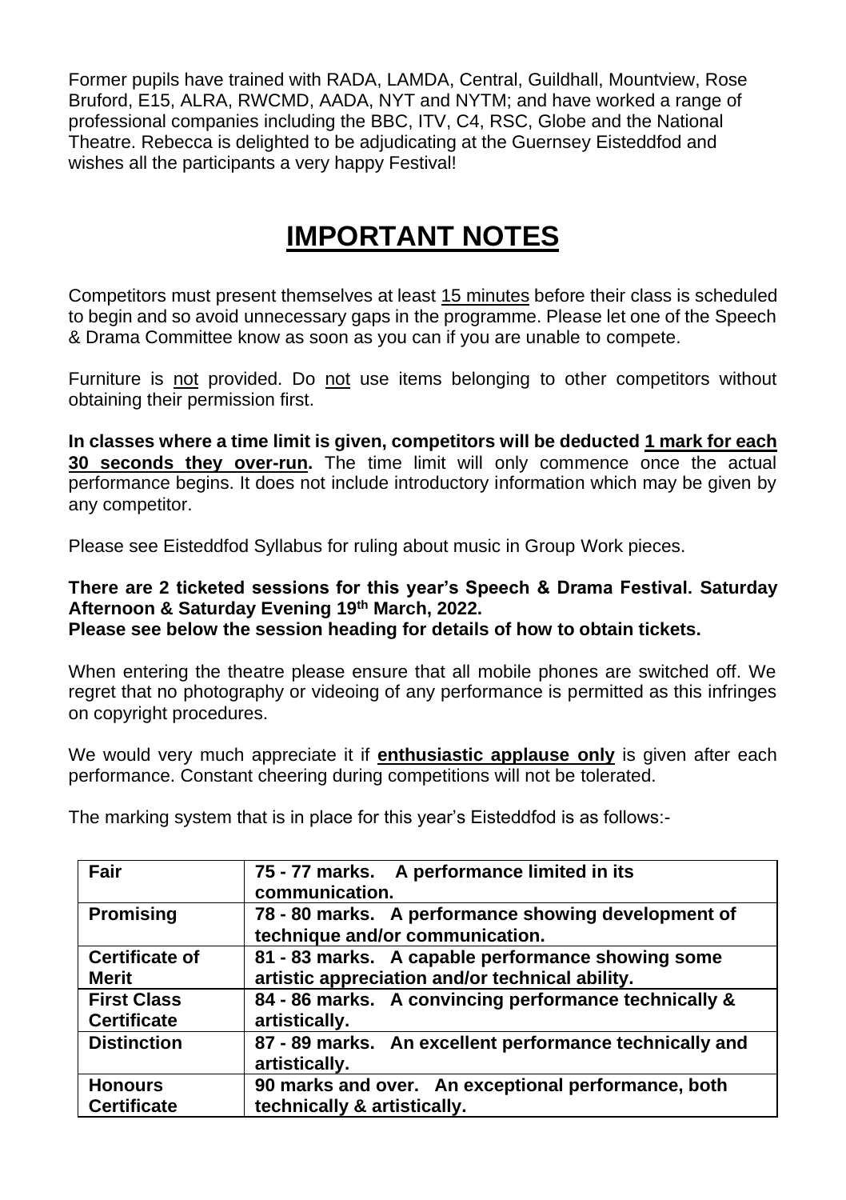Former pupils have trained with RADA, LAMDA, Central, Guildhall, Mountview, Rose Bruford, E15, ALRA, RWCMD, AADA, NYT and NYTM; and have worked a range of professional companies including the BBC, ITV, C4, RSC, Globe and the National Theatre. Rebecca is delighted to be adjudicating at the Guernsey Eisteddfod and wishes all the participants a very happy Festival!

# IMPORTANT NOTES

Competitors must present themselves at least 15 minutes before their class is scheduled to begin and so avoid unnecessary gaps in the programme. Please let one of the Speech & Drama Committee know as soon as you can if you are unable to compete.

Furniture is not provided. Do not use items belonging to other competitors without obtaining their permission first.

**In classes where a time limit is given, competitors will be deducted 1 mark for each 30 seconds they over-run.** The time limit will only commence once the actual performance begins. It does not include introductory information which may be given by any competitor.

Please see Eisteddfod Syllabus for ruling about music in Group Work pieces.

**There are 2 ticketed sessions for this year's Speech & Drama Festival. Saturday Afternoon & Saturday Evening 19th March, 2022.**
**Please see below the session heading for details of how to obtain tickets.**

When entering the theatre please ensure that all mobile phones are switched off. We regret that no photography or videoing of any performance is permitted as this infringes on copyright procedures.

We would very much appreciate it if **enthusiastic applause only** is given after each performance. Constant cheering during competitions will not be tolerated.

The marking system that is in place for this year's Eisteddfod is as follows:-

| | |
|---|---|
| **Fair** | **75 - 77 marks. A performance limited in its communication.** |
| **Promising** | **78 - 80 marks. A performance showing development of technique and/or communication.** |
| **Certificate of Merit** | **81 - 83 marks. A capable performance showing some artistic appreciation and/or technical ability.** |
| **First Class Certificate** | **84 - 86 marks. A convincing performance technically & artistically.** |
| **Distinction** | **87 - 89 marks. An excellent performance technically and artistically.** |
| **Honours Certificate** | **90 marks and over. An exceptional performance, both technically & artistically.** |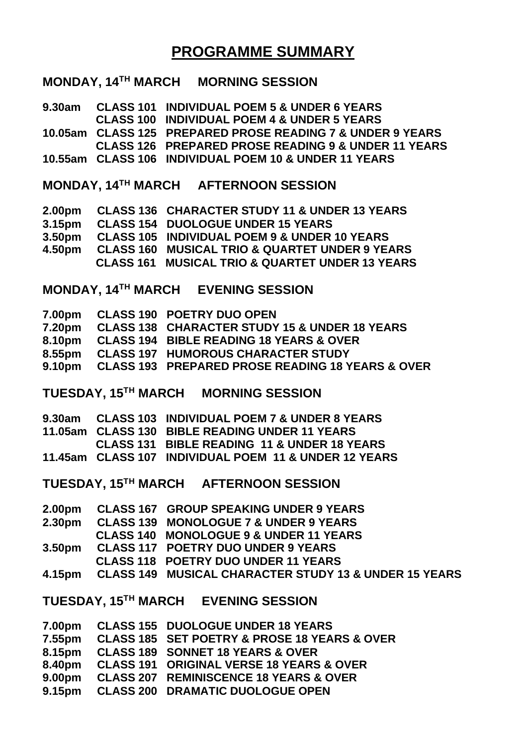# PROGRAMME SUMMARY

## MONDAY, 14TH MARCH MORNING SESSION

| | | |
|---|---|---|
| 9.30am | CLASS 101 | INDIVIDUAL POEM 5 & UNDER 6 YEARS |
| | CLASS 100 | INDIVIDUAL POEM 4 & UNDER 5 YEARS |
| 10.05am | CLASS 125 | PREPARED PROSE READING 7 & UNDER 9 YEARS |
| | CLASS 126 | PREPARED PROSE READING 9 & UNDER 11 YEARS |
| 10.55am | CLASS 106 | INDIVIDUAL POEM 10 & UNDER 11 YEARS |

## MONDAY, 14TH MARCH AFTERNOON SESSION

| | | |
|---|---|---|
| 2.00pm | CLASS 136 | CHARACTER STUDY 11 & UNDER 13 YEARS |
| 3.15pm | CLASS 154 | DUOLOGUE UNDER 15 YEARS |
| 3.50pm | CLASS 105 | INDIVIDUAL POEM 9 & UNDER 10 YEARS |
| 4.50pm | CLASS 160 | MUSICAL TRIO & QUARTET UNDER 9 YEARS |
| | CLASS 161 | MUSICAL TRIO & QUARTET UNDER 13 YEARS |

## MONDAY, 14TH MARCH EVENING SESSION

| | | |
|---|---|---|
| 7.00pm | CLASS 190 | POETRY DUO OPEN |
| 7.20pm | CLASS 138 | CHARACTER STUDY 15 & UNDER 18 YEARS |
| 8.10pm | CLASS 194 | BIBLE READING 18 YEARS & OVER |
| 8.55pm | CLASS 197 | HUMOROUS CHARACTER STUDY |
| 9.10pm | CLASS 193 | PREPARED PROSE READING 18 YEARS & OVER |

## TUESDAY, 15TH MARCH MORNING SESSION

| | | |
|---|---|---|
| 9.30am | CLASS 103 | INDIVIDUAL POEM 7 & UNDER 8 YEARS |
| 11.05am | CLASS 130 | BIBLE READING UNDER 11 YEARS |
| | CLASS 131 | BIBLE READING 11 & UNDER 18 YEARS |
| 11.45am | CLASS 107 | INDIVIDUAL POEM 11 & UNDER 12 YEARS |

## TUESDAY, 15TH MARCH AFTERNOON SESSION

| | | |
|---|---|---|
| 2.00pm | CLASS 167 | GROUP SPEAKING UNDER 9 YEARS |
| 2.30pm | CLASS 139 | MONOLOGUE 7 & UNDER 9 YEARS |
| | CLASS 140 | MONOLOGUE 9 & UNDER 11 YEARS |
| 3.50pm | CLASS 117 | POETRY DUO UNDER 9 YEARS |
| | CLASS 118 | POETRY DUO UNDER 11 YEARS |
| 4.15pm | CLASS 149 | MUSICAL CHARACTER STUDY 13 & UNDER 15 YEARS |

## TUESDAY, 15TH MARCH EVENING SESSION

| | | |
|---|---|---|
| 7.00pm | CLASS 155 | DUOLOGUE UNDER 18 YEARS |
| 7.55pm | CLASS 185 | SET POETRY & PROSE 18 YEARS & OVER |
| 8.15pm | CLASS 189 | SONNET 18 YEARS & OVER |
| 8.40pm | CLASS 191 | ORIGINAL VERSE 18 YEARS & OVER |
| 9.00pm | CLASS 207 | REMINISCENCE 18 YEARS & OVER |
| 9.15pm | CLASS 200 | DRAMATIC DUOLOGUE OPEN |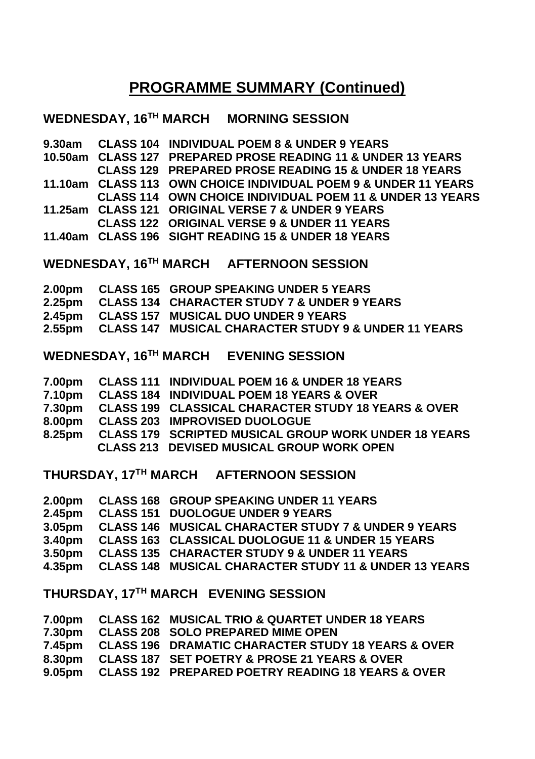# PROGRAMME SUMMARY (Continued)

## WEDNESDAY, 16TH MARCH MORNING SESSION

| | | |
|---|---|---|
| 9.30am | CLASS 104 | INDIVIDUAL POEM 8 & UNDER 9 YEARS |
| 10.50am | CLASS 127 | PREPARED PROSE READING 11 & UNDER 13 YEARS |
| | CLASS 129 | PREPARED PROSE READING 15 & UNDER 18 YEARS |
| 11.10am | CLASS 113 | OWN CHOICE INDIVIDUAL POEM 9 & UNDER 11 YEARS |
| | CLASS 114 | OWN CHOICE INDIVIDUAL POEM 11 & UNDER 13 YEARS |
| 11.25am | CLASS 121 | ORIGINAL VERSE 7 & UNDER 9 YEARS |
| | CLASS 122 | ORIGINAL VERSE 9 & UNDER 11 YEARS |
| 11.40am | CLASS 196 | SIGHT READING 15 & UNDER 18 YEARS |

## WEDNESDAY, 16TH MARCH AFTERNOON SESSION

| | | |
|---|---|---|
| 2.00pm | CLASS 165 | GROUP SPEAKING UNDER 5 YEARS |
| 2.25pm | CLASS 134 | CHARACTER STUDY 7 & UNDER 9 YEARS |
| 2.45pm | CLASS 157 | MUSICAL DUO UNDER 9 YEARS |
| 2.55pm | CLASS 147 | MUSICAL CHARACTER STUDY 9 & UNDER 11 YEARS |

## WEDNESDAY, 16TH MARCH EVENING SESSION

| | | |
|---|---|---|
| 7.00pm | CLASS 111 | INDIVIDUAL POEM 16 & UNDER 18 YEARS |
| 7.10pm | CLASS 184 | INDIVIDUAL POEM 18 YEARS & OVER |
| 7.30pm | CLASS 199 | CLASSICAL CHARACTER STUDY 18 YEARS & OVER |
| 8.00pm | CLASS 203 | IMPROVISED DUOLOGUE |
| 8.25pm | CLASS 179 | SCRIPTED MUSICAL GROUP WORK UNDER 18 YEARS |
| | CLASS 213 | DEVISED MUSICAL GROUP WORK OPEN |

## THURSDAY, 17TH MARCH AFTERNOON SESSION

| | | |
|---|---|---|
| 2.00pm | CLASS 168 | GROUP SPEAKING UNDER 11 YEARS |
| 2.45pm | CLASS 151 | DUOLOGUE UNDER 9 YEARS |
| 3.05pm | CLASS 146 | MUSICAL CHARACTER STUDY 7 & UNDER 9 YEARS |
| 3.40pm | CLASS 163 | CLASSICAL DUOLOGUE 11 & UNDER 15 YEARS |
| 3.50pm | CLASS 135 | CHARACTER STUDY 9 & UNDER 11 YEARS |
| 4.35pm | CLASS 148 | MUSICAL CHARACTER STUDY 11 & UNDER 13 YEARS |

## THURSDAY, 17TH MARCH EVENING SESSION

| | | |
|---|---|---|
| 7.00pm | CLASS 162 | MUSICAL TRIO & QUARTET UNDER 18 YEARS |
| 7.30pm | CLASS 208 | SOLO PREPARED MIME OPEN |
| 7.45pm | CLASS 196 | DRAMATIC CHARACTER STUDY 18 YEARS & OVER |
| 8.30pm | CLASS 187 | SET POETRY & PROSE 21 YEARS & OVER |
| 9.05pm | CLASS 192 | PREPARED POETRY READING 18 YEARS & OVER |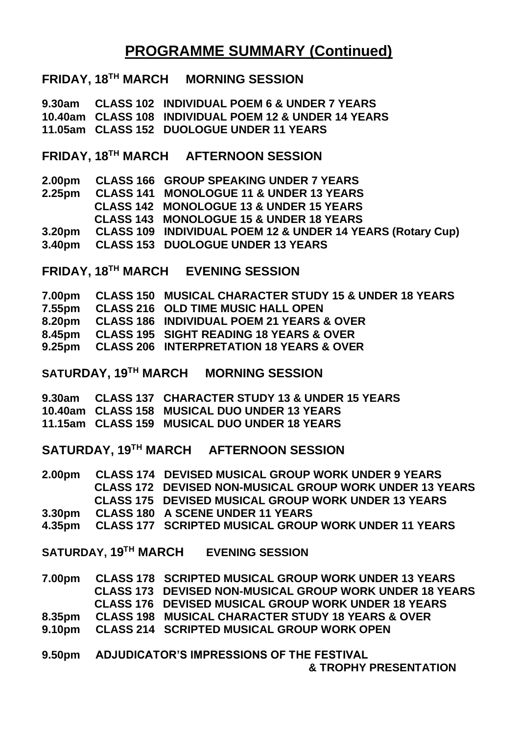# PROGRAMME SUMMARY (Continued)

## FRIDAY, 18TH MARCH MORNING SESSION

| | | |
|---|---|---|
| 9.30am | CLASS 102 | INDIVIDUAL POEM 6 & UNDER 7 YEARS |
| 10.40am | CLASS 108 | INDIVIDUAL POEM 12 & UNDER 14 YEARS |
| 11.05am | CLASS 152 | DUOLOGUE UNDER 11 YEARS |

## FRIDAY, 18TH MARCH AFTERNOON SESSION

| | | |
|---|---|---|
| 2.00pm | CLASS 166 | GROUP SPEAKING UNDER 7 YEARS |
| 2.25pm | CLASS 141 | MONOLOGUE 11 & UNDER 13 YEARS |
| | CLASS 142 | MONOLOGUE 13 & UNDER 15 YEARS |
| | CLASS 143 | MONOLOGUE 15 & UNDER 18 YEARS |
| 3.20pm | CLASS 109 | INDIVIDUAL POEM 12 & UNDER 14 YEARS (Rotary Cup) |
| 3.40pm | CLASS 153 | DUOLOGUE UNDER 13 YEARS |

## FRIDAY, 18TH MARCH EVENING SESSION

| | | |
|---|---|---|
| 7.00pm | CLASS 150 | MUSICAL CHARACTER STUDY 15 & UNDER 18 YEARS |
| 7.55pm | CLASS 216 | OLD TIME MUSIC HALL OPEN |
| 8.20pm | CLASS 186 | INDIVIDUAL POEM 21 YEARS & OVER |
| 8.45pm | CLASS 195 | SIGHT READING 18 YEARS & OVER |
| 9.25pm | CLASS 206 | INTERPRETATION 18 YEARS & OVER |

## SATURDAY, 19TH MARCH MORNING SESSION

| | | |
|---|---|---|
| 9.30am | CLASS 137 | CHARACTER STUDY 13 & UNDER 15 YEARS |
| 10.40am | CLASS 158 | MUSICAL DUO UNDER 13 YEARS |
| 11.15am | CLASS 159 | MUSICAL DUO UNDER 18 YEARS |

## SATURDAY, 19TH MARCH AFTERNOON SESSION

| | | |
|---|---|---|
| 2.00pm | CLASS 174 | DEVISED MUSICAL GROUP WORK UNDER 9 YEARS |
| | CLASS 172 | DEVISED NON-MUSICAL GROUP WORK UNDER 13 YEARS |
| | CLASS 175 | DEVISED MUSICAL GROUP WORK UNDER 13 YEARS |
| 3.30pm | CLASS 180 | A SCENE UNDER 11 YEARS |
| 4.35pm | CLASS 177 | SCRIPTED MUSICAL GROUP WORK UNDER 11 YEARS |

## SATURDAY, 19TH MARCH EVENING SESSION

| | | |
|---|---|---|
| 7.00pm | CLASS 178 | SCRIPTED MUSICAL GROUP WORK UNDER 13 YEARS |
| | CLASS 173 | DEVISED NON-MUSICAL GROUP WORK UNDER 18 YEARS |
| | CLASS 176 | DEVISED MUSICAL GROUP WORK UNDER 18 YEARS |
| 8.35pm | CLASS 198 | MUSICAL CHARACTER STUDY 18 YEARS & OVER |
| 9.10pm | CLASS 214 | SCRIPTED MUSICAL GROUP WORK OPEN |

**9.50pm ADJUDICATOR'S IMPRESSIONS OF THE FESTIVAL & TROPHY PRESENTATION**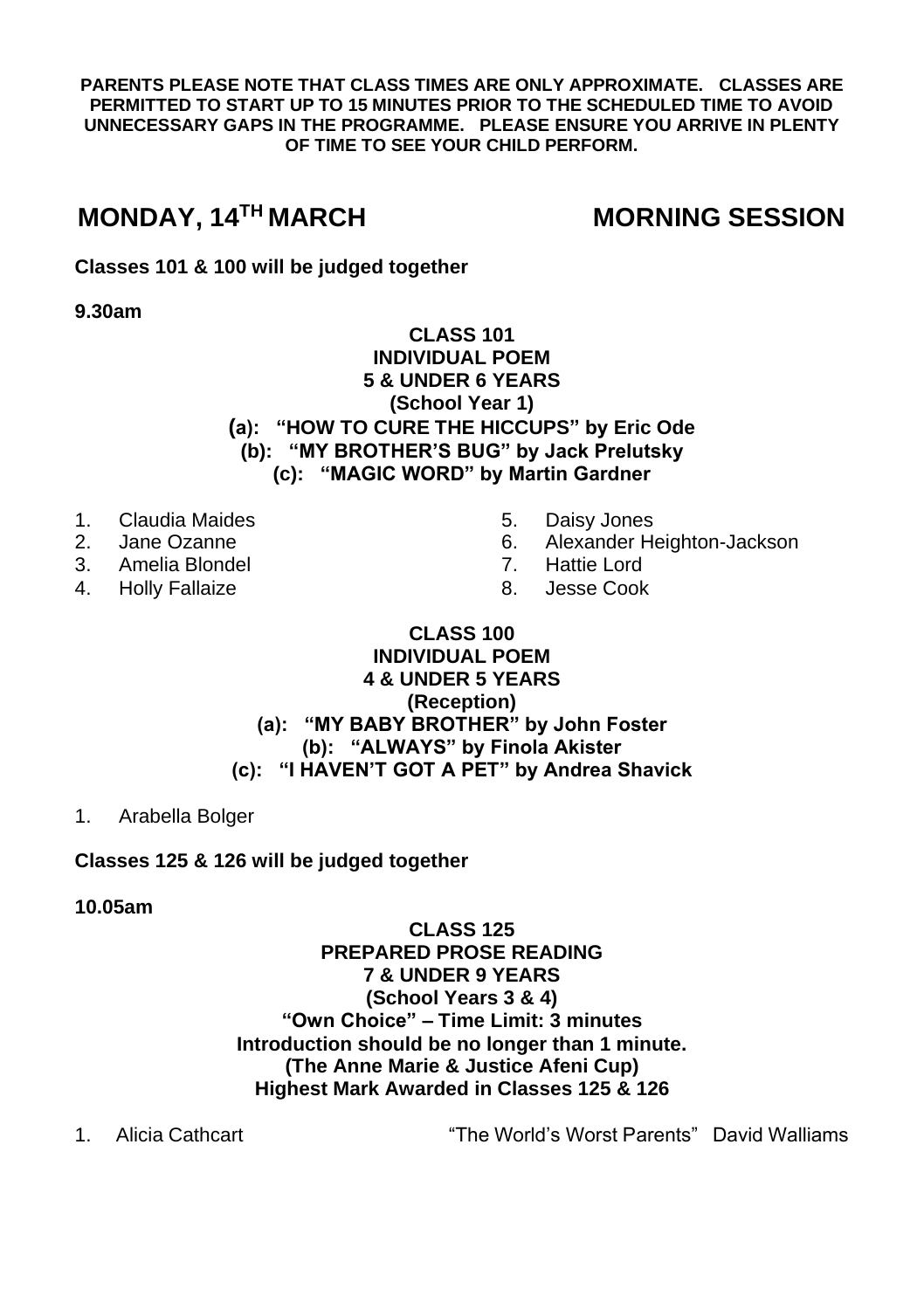**PARENTS PLEASE NOTE THAT CLASS TIMES ARE ONLY APPROXIMATE. CLASSES ARE PERMITTED TO START UP TO 15 MINUTES PRIOR TO THE SCHEDULED TIME TO AVOID UNNECESSARY GAPS IN THE PROGRAMME. PLEASE ENSURE YOU ARRIVE IN PLENTY OF TIME TO SEE YOUR CHILD PERFORM.**

## MONDAY, 14TH MARCH — MORNING SESSION

**Classes 101 & 100 will be judged together**

**9.30am**

### CLASS 101
**INDIVIDUAL POEM**
**5 & UNDER 6 YEARS**
**(School Year 1)**
**(a): "HOW TO CURE THE HICCUPS" by Eric Ode**
**(b): "MY BROTHER'S BUG" by Jack Prelutsky**
**(c): "MAGIC WORD" by Martin Gardner**

1. Claudia Maides
2. Jane Ozanne
3. Amelia Blondel
4. Holly Fallaize
5. Daisy Jones
6. Alexander Heighton-Jackson
7. Hattie Lord
8. Jesse Cook

### CLASS 100
**INDIVIDUAL POEM**
**4 & UNDER 5 YEARS**
**(Reception)**
**(a): "MY BABY BROTHER" by John Foster**
**(b): "ALWAYS" by Finola Akister**
**(c): "I HAVEN'T GOT A PET" by Andrea Shavick**

1. Arabella Bolger

**Classes 125 & 126 will be judged together**

**10.05am**

### CLASS 125
**PREPARED PROSE READING**
**7 & UNDER 9 YEARS**
**(School Years 3 & 4)**
**"Own Choice" – Time Limit: 3 minutes**
**Introduction should be no longer than 1 minute.**
**(The Anne Marie & Justice Afeni Cup)**
**Highest Mark Awarded in Classes 125 & 126**

1. Alicia Cathcart — "The World's Worst Parents" David Walliams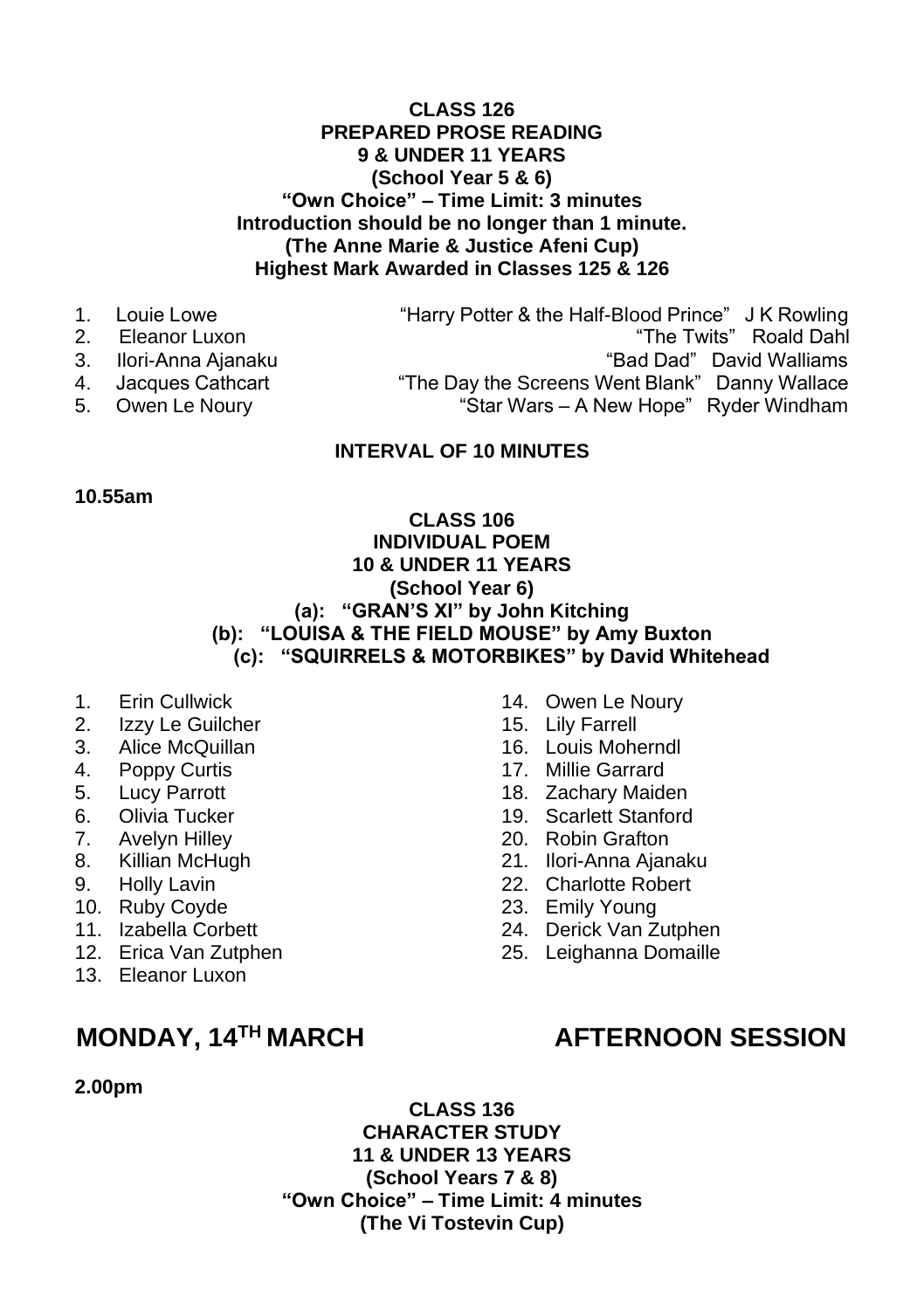**CLASS 126**
**PREPARED PROSE READING**
**9 & UNDER 11 YEARS**
**(School Year 5 & 6)**
**"Own Choice" – Time Limit: 3 minutes**
**Introduction should be no longer than 1 minute.**
**(The Anne Marie & Justice Afeni Cup)**
**Highest Mark Awarded in Classes 125 & 126**

1. Louie Lowe — "Harry Potter & the Half-Blood Prince" J K Rowling
2. Eleanor Luxon — "The Twits" Roald Dahl
3. Ilori-Anna Ajanaku — "Bad Dad" David Walliams
4. Jacques Cathcart — "The Day the Screens Went Blank" Danny Wallace
5. Owen Le Noury — "Star Wars – A New Hope" Ryder Windham

**INTERVAL OF 10 MINUTES**

**10.55am**

**CLASS 106**
**INDIVIDUAL POEM**
**10 & UNDER 11 YEARS**
**(School Year 6)**
**(a): "GRAN'S XI" by John Kitching**
**(b): "LOUISA & THE FIELD MOUSE" by Amy Buxton**
**(c): "SQUIRRELS & MOTORBIKES" by David Whitehead**

1. Erin Cullwick
2. Izzy Le Guilcher
3. Alice McQuillan
4. Poppy Curtis
5. Lucy Parrott
6. Olivia Tucker
7. Avelyn Hilley
8. Killian McHugh
9. Holly Lavin
10. Ruby Coyde
11. Izabella Corbett
12. Erica Van Zutphen
13. Eleanor Luxon
14. Owen Le Noury
15. Lily Farrell
16. Louis Moherndl
17. Millie Garrard
18. Zachary Maiden
19. Scarlett Stanford
20. Robin Grafton
21. Ilori-Anna Ajanaku
22. Charlotte Robert
23. Emily Young
24. Derick Van Zutphen
25. Leighanna Domaille

## MONDAY, 14TH MARCH — AFTERNOON SESSION

**2.00pm**

**CLASS 136**
**CHARACTER STUDY**
**11 & UNDER 13 YEARS**
**(School Years 7 & 8)**
**"Own Choice" – Time Limit: 4 minutes**
**(The Vi Tostevin Cup)**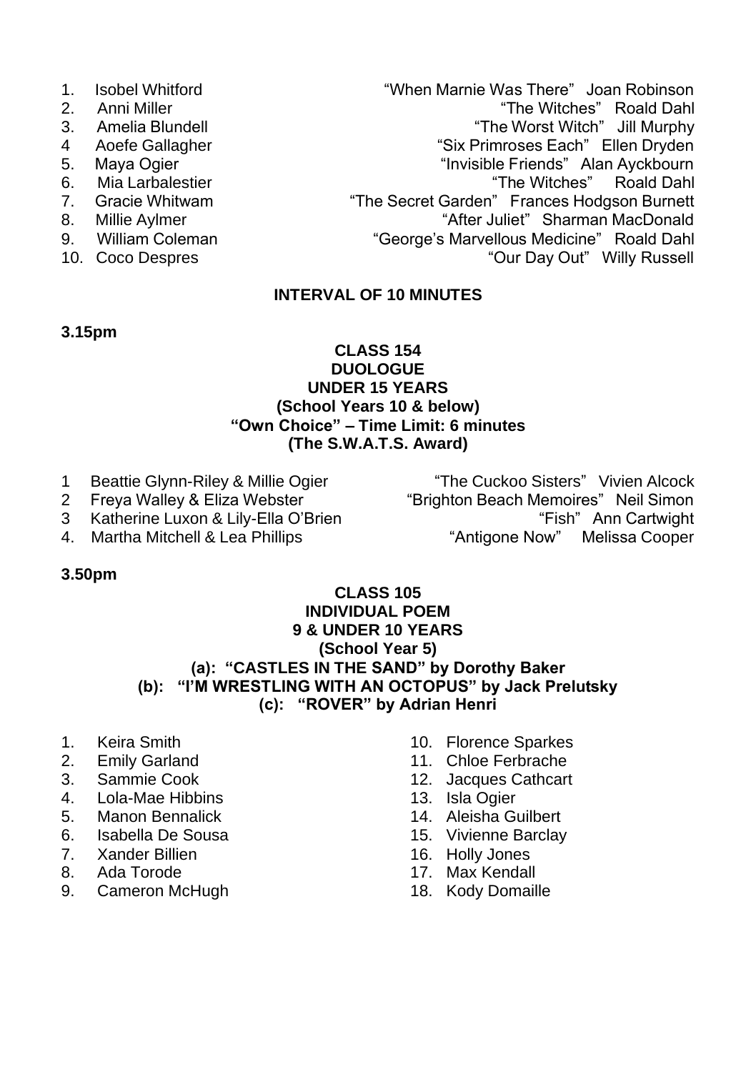1. Isobel Whitford — "When Marnie Was There" Joan Robinson
2. Anni Miller — "The Witches" Roald Dahl
3. Amelia Blundell — "The Worst Witch" Jill Murphy
4. Aoefe Gallagher — "Six Primroses Each" Ellen Dryden
5. Maya Ogier — "Invisible Friends" Alan Ayckbourn
6. Mia Larbalestier — "The Witches" Roald Dahl
7. Gracie Whitwam — "The Secret Garden" Frances Hodgson Burnett
8. Millie Aylmer — "After Juliet" Sharman MacDonald
9. William Coleman — "George's Marvellous Medicine" Roald Dahl
10. Coco Despres — "Our Day Out" Willy Russell

**INTERVAL OF 10 MINUTES**

**3.15pm**

**CLASS 154**
**DUOLOGUE**
**UNDER 15 YEARS**
**(School Years 10 & below)**
**"Own Choice" – Time Limit: 6 minutes**
**(The S.W.A.T.S. Award)**

1. Beattie Glynn-Riley & Millie Ogier — "The Cuckoo Sisters" Vivien Alcock
2. Freya Walley & Eliza Webster — "Brighton Beach Memoires" Neil Simon
3. Katherine Luxon & Lily-Ella O'Brien — "Fish" Ann Cartwight
4. Martha Mitchell & Lea Phillips — "Antigone Now" Melissa Cooper

**3.50pm**

**CLASS 105**
**INDIVIDUAL POEM**
**9 & UNDER 10 YEARS**
**(School Year 5)**
**(a): "CASTLES IN THE SAND" by Dorothy Baker**
**(b): "I'M WRESTLING WITH AN OCTOPUS" by Jack Prelutsky**
**(c): "ROVER" by Adrian Henri**

1. Keira Smith
2. Emily Garland
3. Sammie Cook
4. Lola-Mae Hibbins
5. Manon Bennalick
6. Isabella De Sousa
7. Xander Billien
8. Ada Torode
9. Cameron McHugh
10. Florence Sparkes
11. Chloe Ferbrache
12. Jacques Cathcart
13. Isla Ogier
14. Aleisha Guilbert
15. Vivienne Barclay
16. Holly Jones
17. Max Kendall
18. Kody Domaille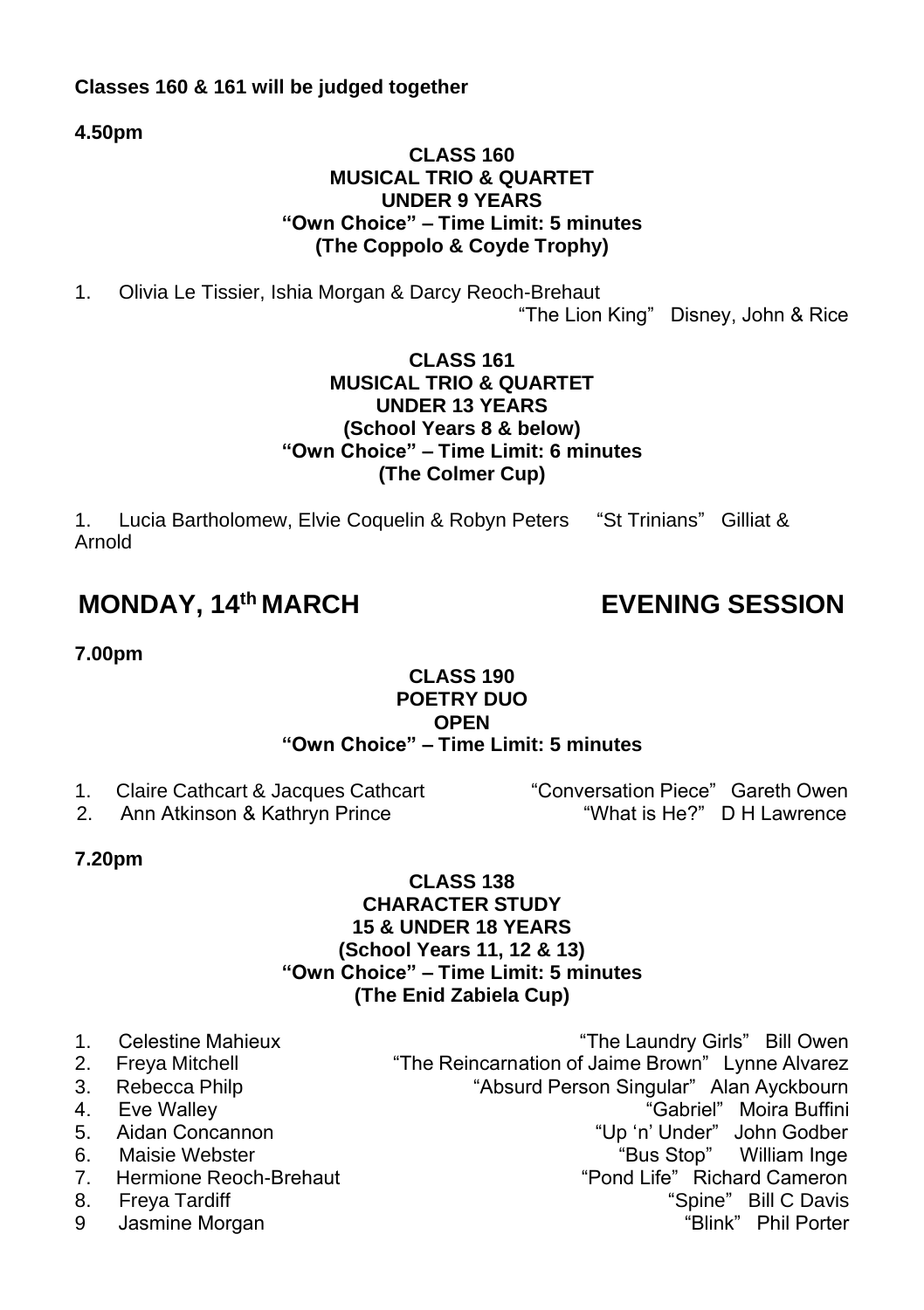**Classes 160 & 161 will be judged together**

**4.50pm**

**CLASS 160**
**MUSICAL TRIO & QUARTET**
**UNDER 9 YEARS**
**"Own Choice" – Time Limit: 5 minutes**
**(The Coppolo & Coyde Trophy)**

1. Olivia Le Tissier, Ishia Morgan & Darcy Reoch-Brehaut — "The Lion King" Disney, John & Rice

**CLASS 161**
**MUSICAL TRIO & QUARTET**
**UNDER 13 YEARS**
**(School Years 8 & below)**
**"Own Choice" – Time Limit: 6 minutes**
**(The Colmer Cup)**

1. Lucia Bartholomew, Elvie Coquelin & Robyn Peters — "St Trinians" Gilliat & Arnold

## MONDAY, 14th MARCH — EVENING SESSION

**7.00pm**

**CLASS 190**
**POETRY DUO**
**OPEN**
**"Own Choice" – Time Limit: 5 minutes**

1. Claire Cathcart & Jacques Cathcart — "Conversation Piece" Gareth Owen
2. Ann Atkinson & Kathryn Prince — "What is He?" D H Lawrence

**7.20pm**

**CLASS 138**
**CHARACTER STUDY**
**15 & UNDER 18 YEARS**
**(School Years 11, 12 & 13)**
**"Own Choice" – Time Limit: 5 minutes**
**(The Enid Zabiela Cup)**

1. Celestine Mahieux — "The Laundry Girls" Bill Owen
2. Freya Mitchell — "The Reincarnation of Jaime Brown" Lynne Alvarez
3. Rebecca Philp — "Absurd Person Singular" Alan Ayckbourn
4. Eve Walley — "Gabriel" Moira Buffini
5. Aidan Concannon — "Up 'n' Under" John Godber
6. Maisie Webster — "Bus Stop" William Inge
7. Hermione Reoch-Brehaut — "Pond Life" Richard Cameron
8. Freya Tardiff — "Spine" Bill C Davis
9. Jasmine Morgan — "Blink" Phil Porter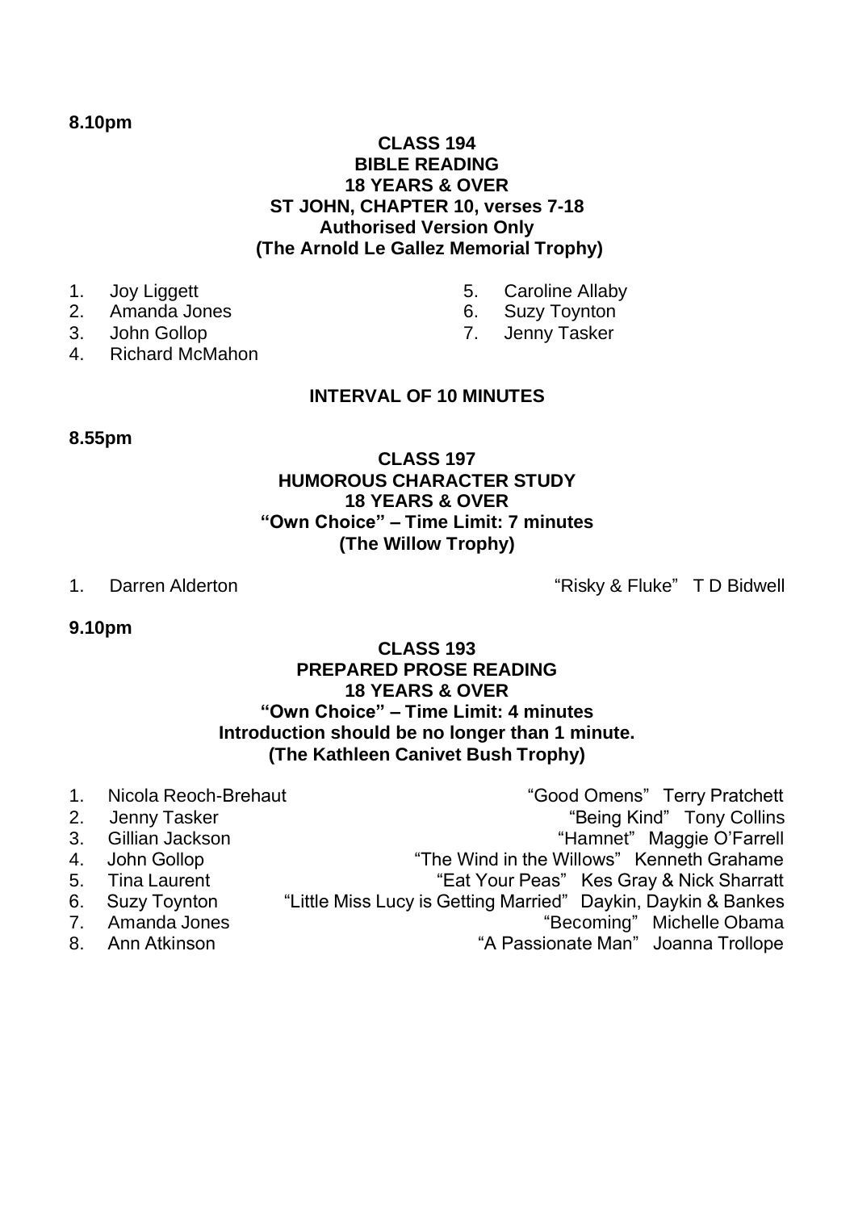**8.10pm**

**CLASS 194**
**BIBLE READING**
**18 YEARS & OVER**
**ST JOHN, CHAPTER 10, verses 7-18**
**Authorised Version Only**
**(The Arnold Le Gallez Memorial Trophy)**

1. Joy Liggett
2. Amanda Jones
3. John Gollop
4. Richard McMahon
5. Caroline Allaby
6. Suzy Toynton
7. Jenny Tasker

**INTERVAL OF 10 MINUTES**

**8.55pm**

**CLASS 197**
**HUMOROUS CHARACTER STUDY**
**18 YEARS & OVER**
**"Own Choice" – Time Limit: 7 minutes**
**(The Willow Trophy)**

1. Darren Alderton — "Risky & Fluke" T D Bidwell

**9.10pm**

**CLASS 193**
**PREPARED PROSE READING**
**18 YEARS & OVER**
**"Own Choice" – Time Limit: 4 minutes**
**Introduction should be no longer than 1 minute.**
**(The Kathleen Canivet Bush Trophy)**

1. Nicola Reoch-Brehaut — "Good Omens" Terry Pratchett
2. Jenny Tasker — "Being Kind" Tony Collins
3. Gillian Jackson — "Hamnet" Maggie O'Farrell
4. John Gollop — "The Wind in the Willows" Kenneth Grahame
5. Tina Laurent — "Eat Your Peas" Kes Gray & Nick Sharratt
6. Suzy Toynton — "Little Miss Lucy is Getting Married" Daykin, Daykin & Bankes
7. Amanda Jones — "Becoming" Michelle Obama
8. Ann Atkinson — "A Passionate Man" Joanna Trollope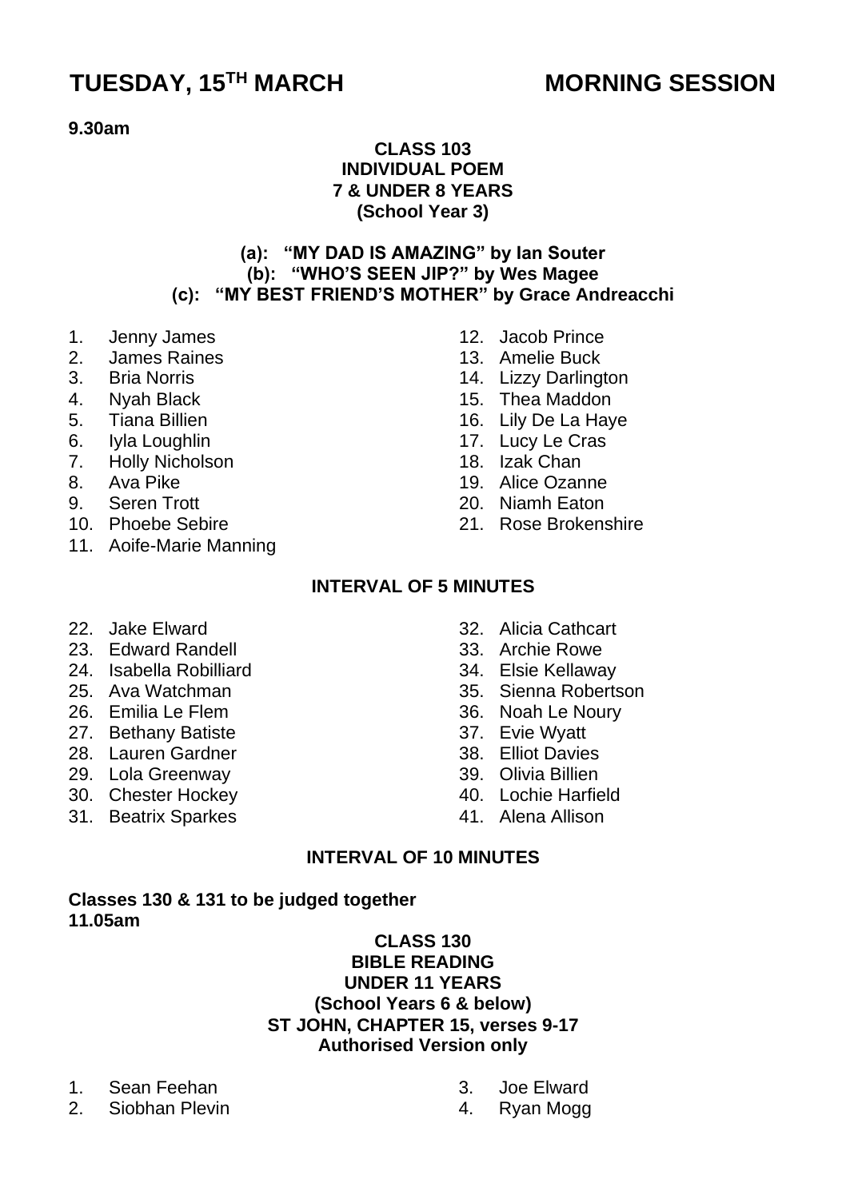# TUESDAY, 15TH MARCH MORNING SESSION

**9.30am**

**CLASS 103**
**INDIVIDUAL POEM**
**7 & UNDER 8 YEARS**
**(School Year 3)**

**(a): "MY DAD IS AMAZING" by Ian Souter**
**(b): "WHO'S SEEN JIP?" by Wes Magee**
**(c): "MY BEST FRIEND'S MOTHER" by Grace Andreacchi**

1. Jenny James
2. James Raines
3. Bria Norris
4. Nyah Black
5. Tiana Billien
6. Iyla Loughlin
7. Holly Nicholson
8. Ava Pike
9. Seren Trott
10. Phoebe Sebire
11. Aoife-Marie Manning
12. Jacob Prince
13. Amelie Buck
14. Lizzy Darlington
15. Thea Maddon
16. Lily De La Haye
17. Lucy Le Cras
18. Izak Chan
19. Alice Ozanne
20. Niamh Eaton
21. Rose Brokenshire

**INTERVAL OF 5 MINUTES**

22. Jake Elward
23. Edward Randell
24. Isabella Robilliard
25. Ava Watchman
26. Emilia Le Flem
27. Bethany Batiste
28. Lauren Gardner
29. Lola Greenway
30. Chester Hockey
31. Beatrix Sparkes
32. Alicia Cathcart
33. Archie Rowe
34. Elsie Kellaway
35. Sienna Robertson
36. Noah Le Noury
37. Evie Wyatt
38. Elliot Davies
39. Olivia Billien
40. Lochie Harfield
41. Alena Allison

**INTERVAL OF 10 MINUTES**

**Classes 130 & 131 to be judged together**
**11.05am**

**CLASS 130**
**BIBLE READING**
**UNDER 11 YEARS**
**(School Years 6 & below)**
**ST JOHN, CHAPTER 15, verses 9-17**
**Authorised Version only**

1. Sean Feehan
2. Siobhan Plevin
3. Joe Elward
4. Ryan Mogg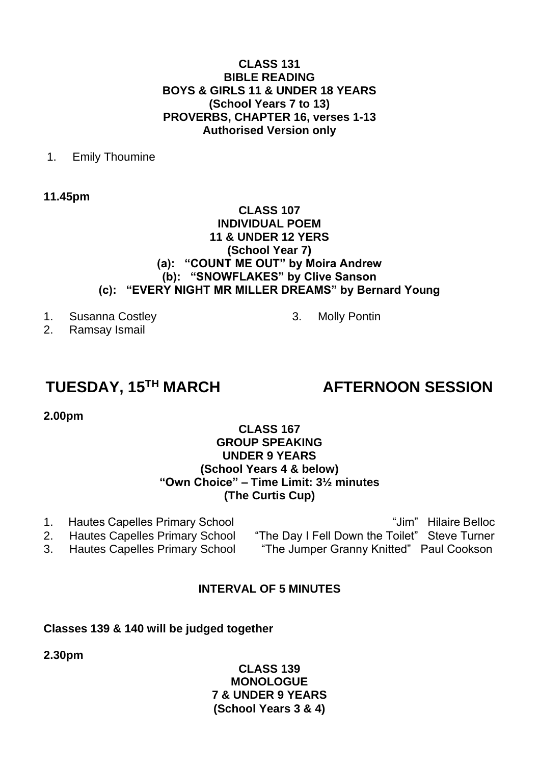**CLASS 131**
**BIBLE READING**
**BOYS & GIRLS 11 & UNDER 18 YEARS**
**(School Years 7 to 13)**
**PROVERBS, CHAPTER 16, verses 1-13**
**Authorised Version only**

1. Emily Thoumine

**11.45pm**

**CLASS 107**
**INDIVIDUAL POEM**
**11 & UNDER 12 YERS**
**(School Year 7)**
**(a): "COUNT ME OUT" by Moira Andrew**
**(b): "SNOWFLAKES" by Clive Sanson**
**(c): "EVERY NIGHT MR MILLER DREAMS" by Bernard Young**

1. Susanna Costley
2. Ramsay Ismail
3. Molly Pontin

## TUESDAY, 15TH MARCH — AFTERNOON SESSION

**2.00pm**

**CLASS 167**
**GROUP SPEAKING**
**UNDER 9 YEARS**
**(School Years 4 & below)**
**"Own Choice" – Time Limit: 3½ minutes**
**(The Curtis Cup)**

1. Hautes Capelles Primary School — "Jim" Hilaire Belloc
2. Hautes Capelles Primary School — "The Day I Fell Down the Toilet" Steve Turner
3. Hautes Capelles Primary School — "The Jumper Granny Knitted" Paul Cookson

**INTERVAL OF 5 MINUTES**

**Classes 139 & 140 will be judged together**

**2.30pm**

**CLASS 139**
**MONOLOGUE**
**7 & UNDER 9 YEARS**
**(School Years 3 & 4)**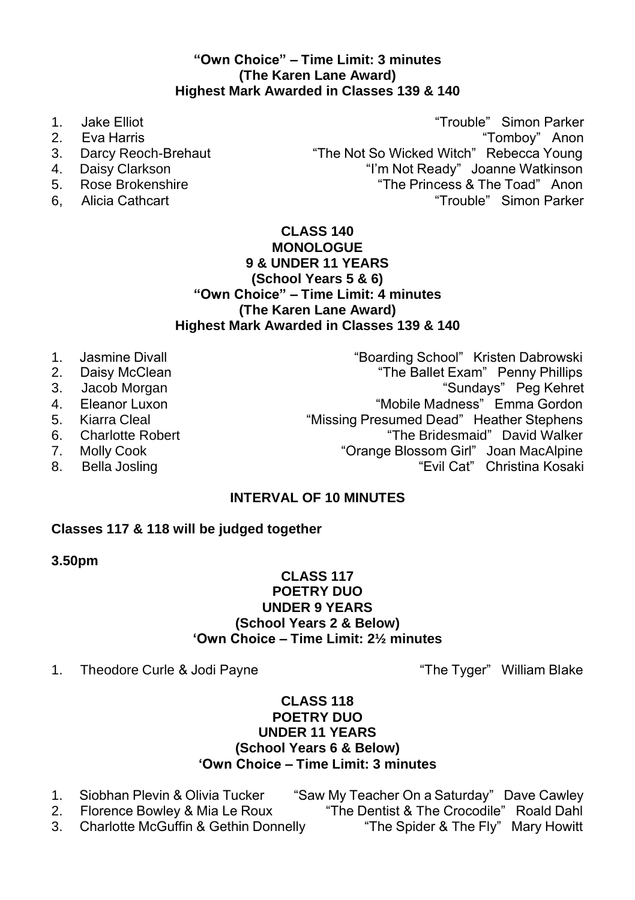**"Own Choice" – Time Limit: 3 minutes**
**(The Karen Lane Award)**
**Highest Mark Awarded in Classes 139 & 140**

1. Jake Elliot — "Trouble" Simon Parker
2. Eva Harris — "Tomboy" Anon
3. Darcy Reoch-Brehaut — "The Not So Wicked Witch" Rebecca Young
4. Daisy Clarkson — "I'm Not Ready" Joanne Watkinson
5. Rose Brokenshire — "The Princess & The Toad" Anon
6. Alicia Cathcart — "Trouble" Simon Parker

## CLASS 140
**MONOLOGUE**
**9 & UNDER 11 YEARS**
**(School Years 5 & 6)**
**"Own Choice" – Time Limit: 4 minutes**
**(The Karen Lane Award)**
**Highest Mark Awarded in Classes 139 & 140**

1. Jasmine Divall — "Boarding School" Kristen Dabrowski
2. Daisy McClean — "The Ballet Exam" Penny Phillips
3. Jacob Morgan — "Sundays" Peg Kehret
4. Eleanor Luxon — "Mobile Madness" Emma Gordon
5. Kiarra Cleal — "Missing Presumed Dead" Heather Stephens
6. Charlotte Robert — "The Bridesmaid" David Walker
7. Molly Cook — "Orange Blossom Girl" Joan MacAlpine
8. Bella Josling — "Evil Cat" Christina Kosaki

**INTERVAL OF 10 MINUTES**

**Classes 117 & 118 will be judged together**

**3.50pm**

## CLASS 117
**POETRY DUO**
**UNDER 9 YEARS**
**(School Years 2 & Below)**
**'Own Choice – Time Limit: 2½ minutes**

1. Theodore Curle & Jodi Payne — "The Tyger" William Blake

## CLASS 118
**POETRY DUO**
**UNDER 11 YEARS**
**(School Years 6 & Below)**
**'Own Choice – Time Limit: 3 minutes**

1. Siobhan Plevin & Olivia Tucker — "Saw My Teacher On a Saturday" Dave Cawley
2. Florence Bowley & Mia Le Roux — "The Dentist & The Crocodile" Roald Dahl
3. Charlotte McGuffin & Gethin Donnelly — "The Spider & The Fly" Mary Howitt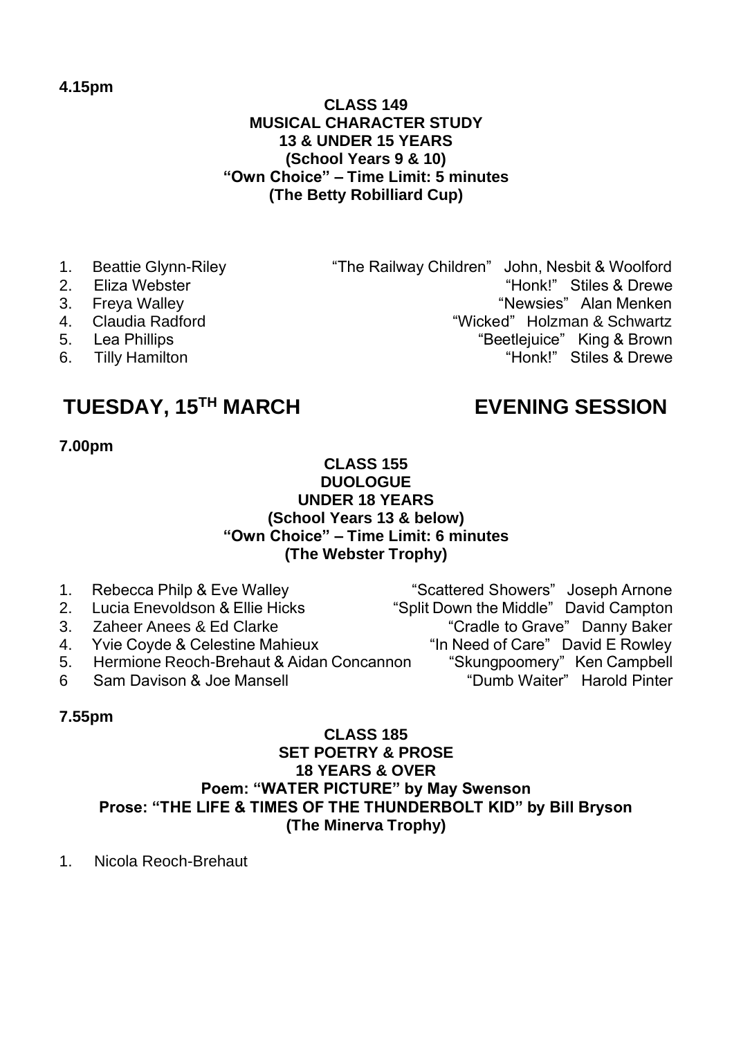**4.15pm**

**CLASS 149**
**MUSICAL CHARACTER STUDY**
**13 & UNDER 15 YEARS**
**(School Years 9 & 10)**
**"Own Choice" – Time Limit: 5 minutes**
**(The Betty Robilliard Cup)**

1. Beattie Glynn-Riley — "The Railway Children" John, Nesbit & Woolford
2. Eliza Webster — "Honk!" Stiles & Drewe
3. Freya Walley — "Newsies" Alan Menken
4. Claudia Radford — "Wicked" Holzman & Schwartz
5. Lea Phillips — "Beetlejuice" King & Brown
6. Tilly Hamilton — "Honk!" Stiles & Drewe

## TUESDAY, 15TH MARCH — EVENING SESSION

**7.00pm**

**CLASS 155**
**DUOLOGUE**
**UNDER 18 YEARS**
**(School Years 13 & below)**
**"Own Choice" – Time Limit: 6 minutes**
**(The Webster Trophy)**

1. Rebecca Philp & Eve Walley — "Scattered Showers" Joseph Arnone
2. Lucia Enevoldson & Ellie Hicks — "Split Down the Middle" David Campton
3. Zaheer Anees & Ed Clarke — "Cradle to Grave" Danny Baker
4. Yvie Coyde & Celestine Mahieux — "In Need of Care" David E Rowley
5. Hermione Reoch-Brehaut & Aidan Concannon — "Skungpoomery" Ken Campbell
6. Sam Davison & Joe Mansell — "Dumb Waiter" Harold Pinter

**7.55pm**

**CLASS 185**
**SET POETRY & PROSE**
**18 YEARS & OVER**
**Poem: "WATER PICTURE" by May Swenson**
**Prose: "THE LIFE & TIMES OF THE THUNDERBOLT KID" by Bill Bryson**
**(The Minerva Trophy)**

1. Nicola Reoch-Brehaut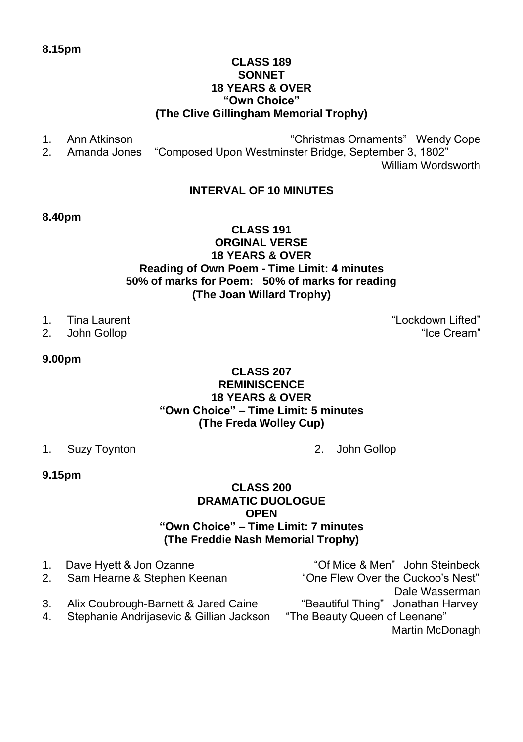**8.15pm**

**CLASS 189**
**SONNET**
**18 YEARS & OVER**
**"Own Choice"**
**(The Clive Gillingham Memorial Trophy)**

1. Ann Atkinson — "Christmas Ornaments" Wendy Cope
2. Amanda Jones — "Composed Upon Westminster Bridge, September 3, 1802" William Wordsworth

**INTERVAL OF 10 MINUTES**

**8.40pm**

**CLASS 191**
**ORGINAL VERSE**
**18 YEARS & OVER**
**Reading of Own Poem - Time Limit: 4 minutes**
**50% of marks for Poem: 50% of marks for reading**
**(The Joan Willard Trophy)**

1. Tina Laurent — "Lockdown Lifted"
2. John Gollop — "Ice Cream"

**9.00pm**

**CLASS 207**
**REMINISCENCE**
**18 YEARS & OVER**
**"Own Choice" – Time Limit: 5 minutes**
**(The Freda Wolley Cup)**

1. Suzy Toynton
2. John Gollop

**9.15pm**

**CLASS 200**
**DRAMATIC DUOLOGUE**
**OPEN**
**"Own Choice" – Time Limit: 7 minutes**
**(The Freddie Nash Memorial Trophy)**

1. Dave Hyett & Jon Ozanne — "Of Mice & Men" John Steinbeck
2. Sam Hearne & Stephen Keenan — "One Flew Over the Cuckoo's Nest" Dale Wasserman
3. Alix Coubrough-Barnett & Jared Caine — "Beautiful Thing" Jonathan Harvey
4. Stephanie Andrijasevic & Gillian Jackson — "The Beauty Queen of Leenane" Martin McDonagh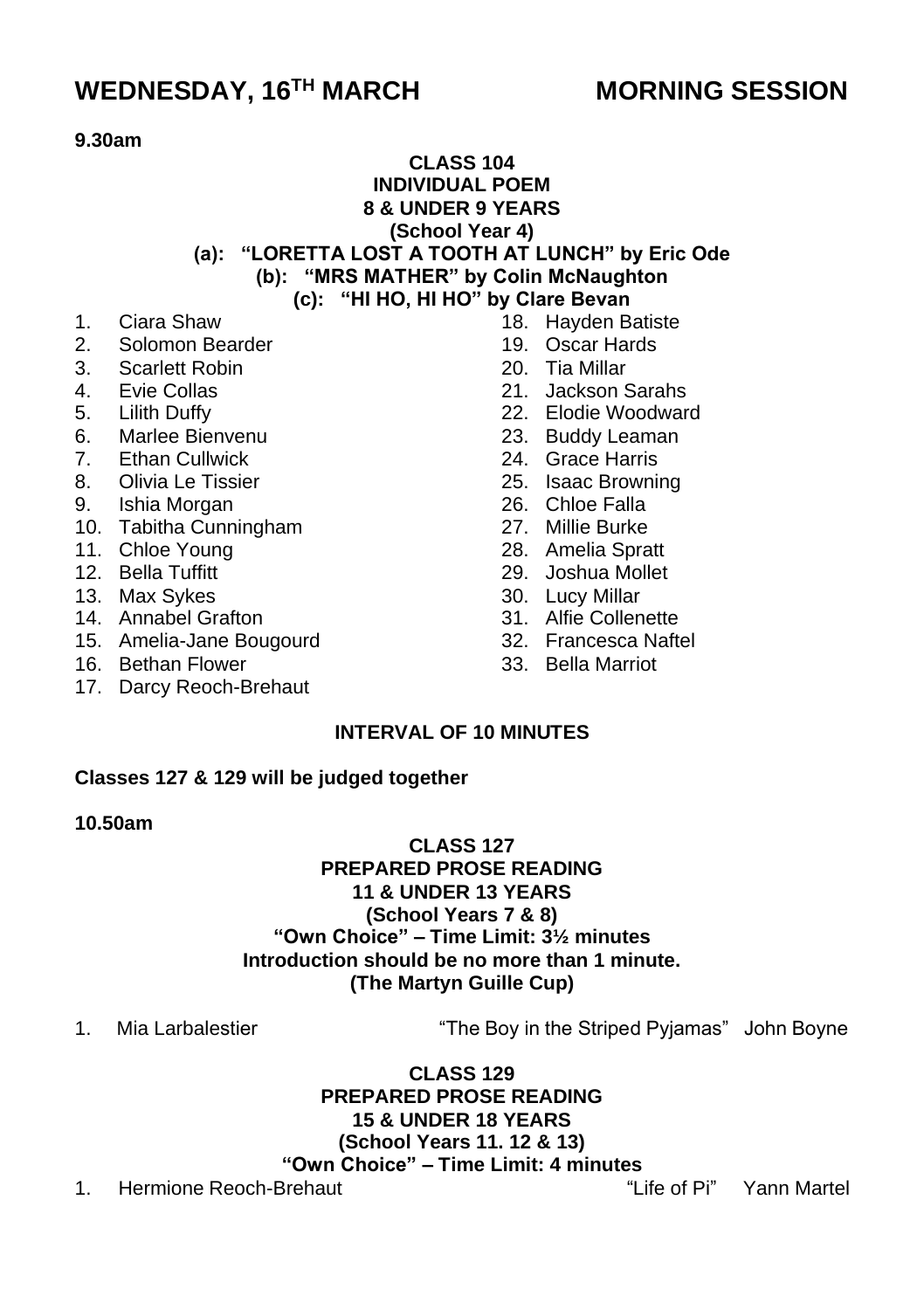# WEDNESDAY, 16TH MARCH MORNING SESSION

**9.30am**

**CLASS 104**
**INDIVIDUAL POEM**
**8 & UNDER 9 YEARS**
**(School Year 4)**
**(a): "LORETTA LOST A TOOTH AT LUNCH" by Eric Ode**
**(b): "MRS MATHER" by Colin McNaughton**
**(c): "HI HO, HI HO" by Clare Bevan**

1. Ciara Shaw
2. Solomon Bearder
3. Scarlett Robin
4. Evie Collas
5. Lilith Duffy
6. Marlee Bienvenu
7. Ethan Cullwick
8. Olivia Le Tissier
9. Ishia Morgan
10. Tabitha Cunningham
11. Chloe Young
12. Bella Tuffitt
13. Max Sykes
14. Annabel Grafton
15. Amelia-Jane Bougourd
16. Bethan Flower
17. Darcy Reoch-Brehaut
18. Hayden Batiste
19. Oscar Hards
20. Tia Millar
21. Jackson Sarahs
22. Elodie Woodward
23. Buddy Leaman
24. Grace Harris
25. Isaac Browning
26. Chloe Falla
27. Millie Burke
28. Amelia Spratt
29. Joshua Mollet
30. Lucy Millar
31. Alfie Collenette
32. Francesca Naftel
33. Bella Marriot

**INTERVAL OF 10 MINUTES**

**Classes 127 & 129 will be judged together**

**10.50am**

**CLASS 127**
**PREPARED PROSE READING**
**11 & UNDER 13 YEARS**
**(School Years 7 & 8)**
**"Own Choice" – Time Limit: 3½ minutes**
**Introduction should be no more than 1 minute.**
**(The Martyn Guille Cup)**

1. Mia Larbalestier — "The Boy in the Striped Pyjamas" John Boyne

**CLASS 129**
**PREPARED PROSE READING**
**15 & UNDER 18 YEARS**
**(School Years 11. 12 & 13)**
**"Own Choice" – Time Limit: 4 minutes**

1. Hermione Reoch-Brehaut — "Life of Pi" Yann Martel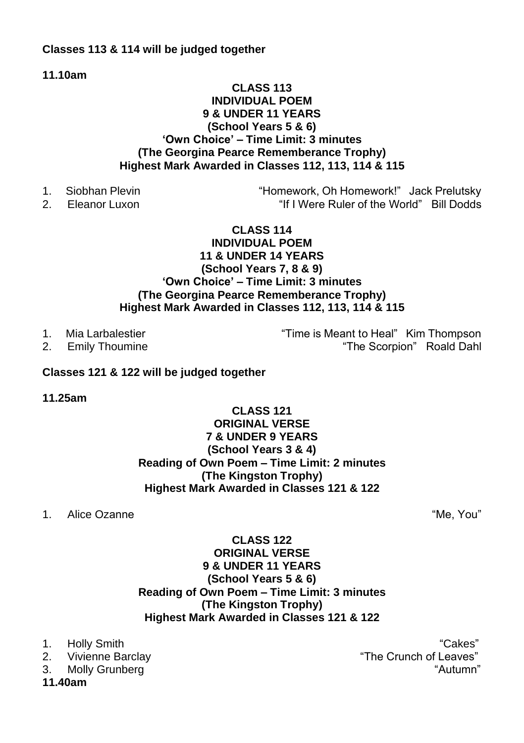**Classes 113 & 114 will be judged together**

**11.10am**

**CLASS 113**
**INDIVIDUAL POEM**
**9 & UNDER 11 YEARS**
**(School Years 5 & 6)**
**'Own Choice' – Time Limit: 3 minutes**
**(The Georgina Pearce Rememberance Trophy)**
**Highest Mark Awarded in Classes 112, 113, 114 & 115**

1. Siobhan Plevin — "Homework, Oh Homework!" Jack Prelutsky
2. Eleanor Luxon — "If I Were Ruler of the World" Bill Dodds

**CLASS 114**
**INDIVIDUAL POEM**
**11 & UNDER 14 YEARS**
**(School Years 7, 8 & 9)**
**'Own Choice' – Time Limit: 3 minutes**
**(The Georgina Pearce Rememberance Trophy)**
**Highest Mark Awarded in Classes 112, 113, 114 & 115**

1. Mia Larbalestier — "Time is Meant to Heal" Kim Thompson
2. Emily Thoumine — "The Scorpion" Roald Dahl

**Classes 121 & 122 will be judged together**

**11.25am**

**CLASS 121**
**ORIGINAL VERSE**
**7 & UNDER 9 YEARS**
**(School Years 3 & 4)**
**Reading of Own Poem – Time Limit: 2 minutes**
**(The Kingston Trophy)**
**Highest Mark Awarded in Classes 121 & 122**

1. Alice Ozanne — "Me, You"

**CLASS 122**
**ORIGINAL VERSE**
**9 & UNDER 11 YEARS**
**(School Years 5 & 6)**
**Reading of Own Poem – Time Limit: 3 minutes**
**(The Kingston Trophy)**
**Highest Mark Awarded in Classes 121 & 122**

1. Holly Smith — "Cakes"
2. Vivienne Barclay — "The Crunch of Leaves"
3. Molly Grunberg — "Autumn"

**11.40am**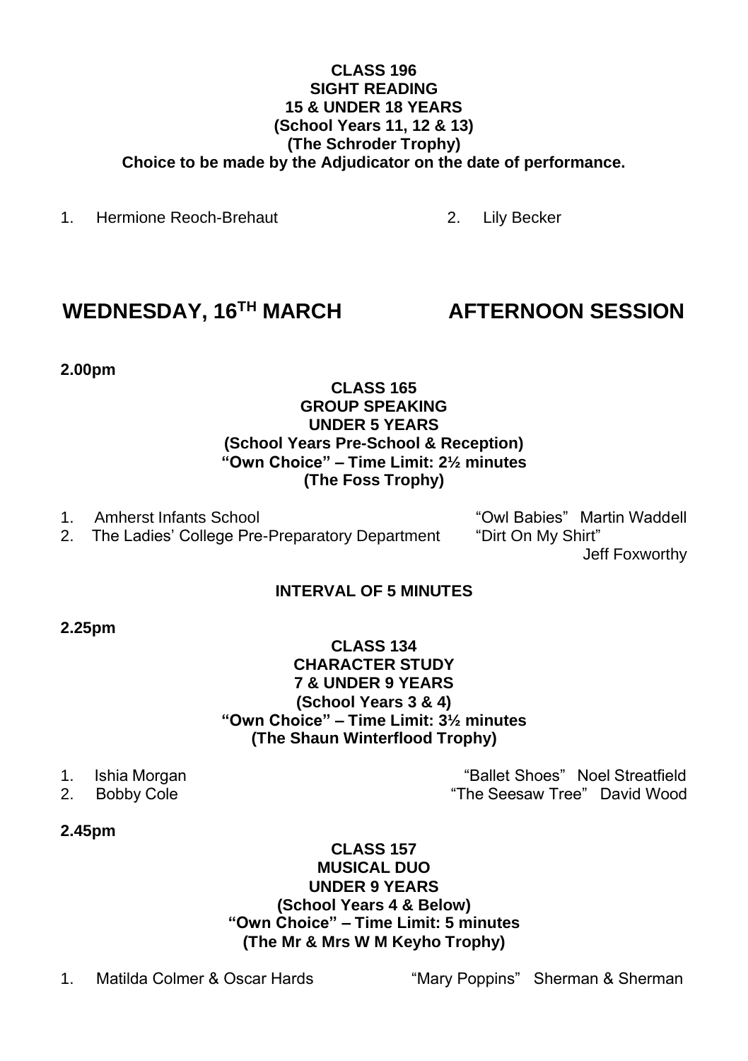**CLASS 196**
**SIGHT READING**
**15 & UNDER 18 YEARS**
**(School Years 11, 12 & 13)**
**(The Schroder Trophy)**
**Choice to be made by the Adjudicator on the date of performance.**

1. Hermione Reoch-Brehaut
2. Lily Becker

## WEDNESDAY, 16TH MARCH — AFTERNOON SESSION

**2.00pm**

**CLASS 165**
**GROUP SPEAKING**
**UNDER 5 YEARS**
**(School Years Pre-School & Reception)**
**"Own Choice" – Time Limit: 2½ minutes**
**(The Foss Trophy)**

1. Amherst Infants School — "Owl Babies" Martin Waddell
2. The Ladies' College Pre-Preparatory Department — "Dirt On My Shirt" Jeff Foxworthy

**INTERVAL OF 5 MINUTES**

**2.25pm**

**CLASS 134**
**CHARACTER STUDY**
**7 & UNDER 9 YEARS**
**(School Years 3 & 4)**
**"Own Choice" – Time Limit: 3½ minutes**
**(The Shaun Winterflood Trophy)**

1. Ishia Morgan — "Ballet Shoes" Noel Streatfield
2. Bobby Cole — "The Seesaw Tree" David Wood

**2.45pm**

**CLASS 157**
**MUSICAL DUO**
**UNDER 9 YEARS**
**(School Years 4 & Below)**
**"Own Choice" – Time Limit: 5 minutes**
**(The Mr & Mrs W M Keyho Trophy)**

1. Matilda Colmer & Oscar Hards — "Mary Poppins" Sherman & Sherman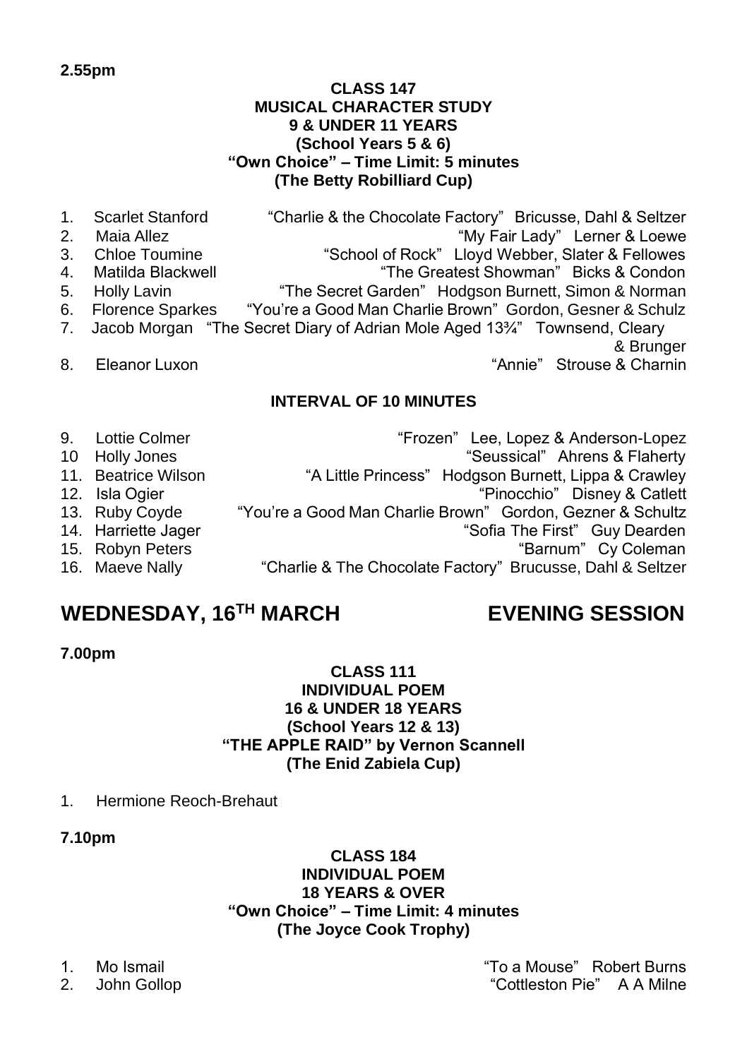**2.55pm**

**CLASS 147**
**MUSICAL CHARACTER STUDY**
**9 & UNDER 11 YEARS**
**(School Years 5 & 6)**
**"Own Choice" – Time Limit: 5 minutes**
**(The Betty Robilliard Cup)**

1. Scarlet Stanford — "Charlie & the Chocolate Factory" Bricusse, Dahl & Seltzer
2. Maia Allez — "My Fair Lady" Lerner & Loewe
3. Chloe Toumine — "School of Rock" Lloyd Webber, Slater & Fellowes
4. Matilda Blackwell — "The Greatest Showman" Bicks & Condon
5. Holly Lavin — "The Secret Garden" Hodgson Burnett, Simon & Norman
6. Florence Sparkes — "You're a Good Man Charlie Brown" Gordon, Gesner & Schulz
7. Jacob Morgan — "The Secret Diary of Adrian Mole Aged 13¾" Townsend, Cleary & Brunger
8. Eleanor Luxon — "Annie" Strouse & Charnin

**INTERVAL OF 10 MINUTES**

9. Lottie Colmer — "Frozen" Lee, Lopez & Anderson-Lopez
10. Holly Jones — "Seussical" Ahrens & Flaherty
11. Beatrice Wilson — "A Little Princess" Hodgson Burnett, Lippa & Crawley
12. Isla Ogier — "Pinocchio" Disney & Catlett
13. Ruby Coyde — "You're a Good Man Charlie Brown" Gordon, Gezner & Schultz
14. Harriette Jager — "Sofia The First" Guy Dearden
15. Robyn Peters — "Barnum" Cy Coleman
16. Maeve Nally — "Charlie & The Chocolate Factory" Brucusse, Dahl & Seltzer

## WEDNESDAY, 16TH MARCH — EVENING SESSION

**7.00pm**

**CLASS 111**
**INDIVIDUAL POEM**
**16 & UNDER 18 YEARS**
**(School Years 12 & 13)**
**"THE APPLE RAID" by Vernon Scannell**
**(The Enid Zabiela Cup)**

1. Hermione Reoch-Brehaut

**7.10pm**

**CLASS 184**
**INDIVIDUAL POEM**
**18 YEARS & OVER**
**"Own Choice" – Time Limit: 4 minutes**
**(The Joyce Cook Trophy)**

1. Mo Ismail — "To a Mouse" Robert Burns
2. John Gollop — "Cottleston Pie" A A Milne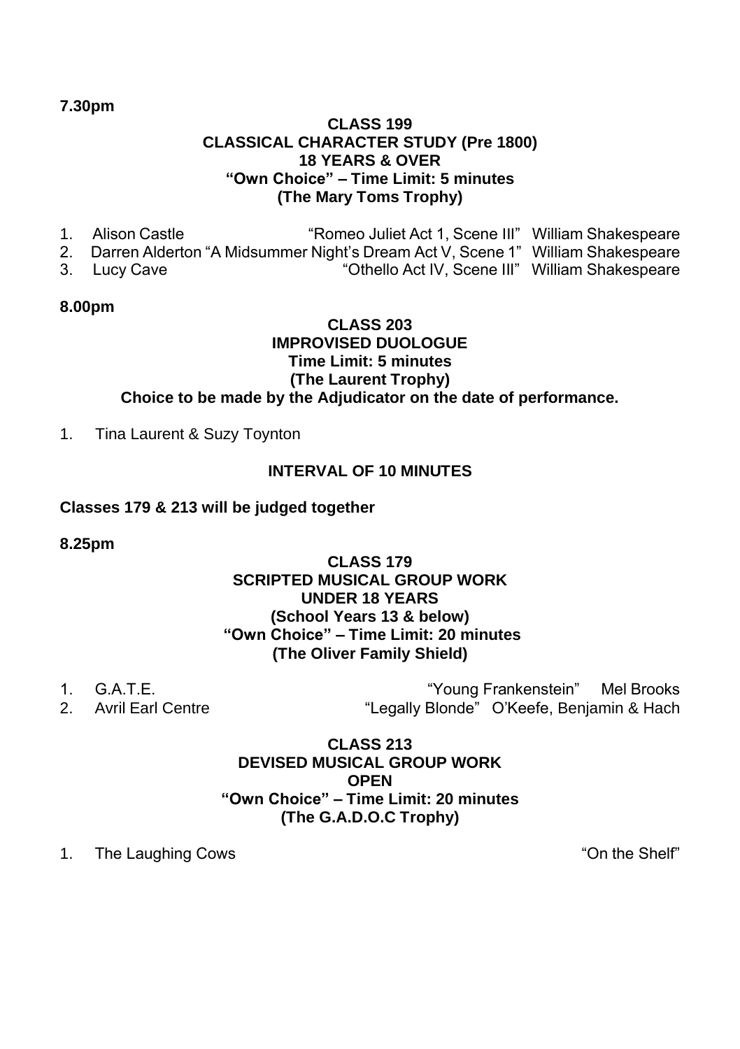**7.30pm**

**CLASS 199**
**CLASSICAL CHARACTER STUDY (Pre 1800)**
**18 YEARS & OVER**
**"Own Choice" – Time Limit: 5 minutes**
**(The Mary Toms Trophy)**

1. Alison Castle "Romeo Juliet Act 1, Scene III" William Shakespeare
2. Darren Alderton "A Midsummer Night's Dream Act V, Scene 1" William Shakespeare
3. Lucy Cave "Othello Act IV, Scene III" William Shakespeare

**8.00pm**

**CLASS 203**
**IMPROVISED DUOLOGUE**
**Time Limit: 5 minutes**
**(The Laurent Trophy)**
**Choice to be made by the Adjudicator on the date of performance.**

1. Tina Laurent & Suzy Toynton

**INTERVAL OF 10 MINUTES**

**Classes 179 & 213 will be judged together**

**8.25pm**

**CLASS 179**
**SCRIPTED MUSICAL GROUP WORK**
**UNDER 18 YEARS**
**(School Years 13 & below)**
**"Own Choice" – Time Limit: 20 minutes**
**(The Oliver Family Shield)**

1. G.A.T.E. "Young Frankenstein" Mel Brooks
2. Avril Earl Centre "Legally Blonde" O'Keefe, Benjamin & Hach

**CLASS 213**
**DEVISED MUSICAL GROUP WORK**
**OPEN**
**"Own Choice" – Time Limit: 20 minutes**
**(The G.A.D.O.C Trophy)**

1. The Laughing Cows "On the Shelf"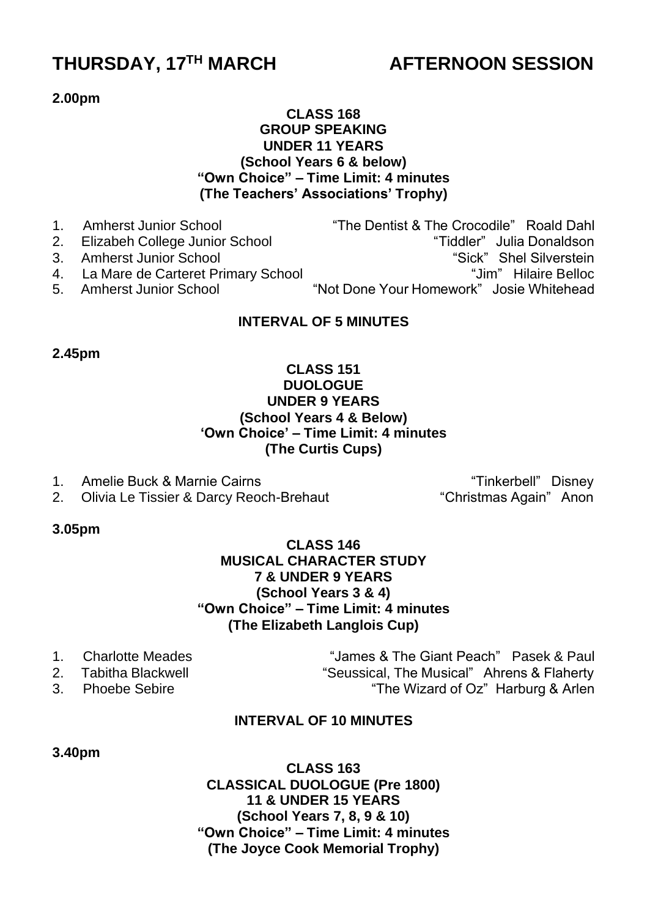# THURSDAY, 17TH MARCH — AFTERNOON SESSION

**2.00pm**

**CLASS 168**
**GROUP SPEAKING**
**UNDER 11 YEARS**
**(School Years 6 & below)**
**"Own Choice" – Time Limit: 4 minutes**
**(The Teachers' Associations' Trophy)**

1. Amherst Junior School — "The Dentist & The Crocodile" Roald Dahl
2. Elizabeh College Junior School — "Tiddler" Julia Donaldson
3. Amherst Junior School — "Sick" Shel Silverstein
4. La Mare de Carteret Primary School — "Jim" Hilaire Belloc
5. Amherst Junior School — "Not Done Your Homework" Josie Whitehead

**INTERVAL OF 5 MINUTES**

**2.45pm**

**CLASS 151**
**DUOLOGUE**
**UNDER 9 YEARS**
**(School Years 4 & Below)**
**'Own Choice' – Time Limit: 4 minutes**
**(The Curtis Cups)**

1. Amelie Buck & Marnie Cairns — "Tinkerbell" Disney
2. Olivia Le Tissier & Darcy Reoch-Brehaut — "Christmas Again" Anon

**3.05pm**

**CLASS 146**
**MUSICAL CHARACTER STUDY**
**7 & UNDER 9 YEARS**
**(School Years 3 & 4)**
**"Own Choice" – Time Limit: 4 minutes**
**(The Elizabeth Langlois Cup)**

1. Charlotte Meades — "James & The Giant Peach" Pasek & Paul
2. Tabitha Blackwell — "Seussical, The Musical" Ahrens & Flaherty
3. Phoebe Sebire — "The Wizard of Oz" Harburg & Arlen

**INTERVAL OF 10 MINUTES**

**3.40pm**

**CLASS 163**
**CLASSICAL DUOLOGUE (Pre 1800)**
**11 & UNDER 15 YEARS**
**(School Years 7, 8, 9 & 10)**
**"Own Choice" – Time Limit: 4 minutes**
**(The Joyce Cook Memorial Trophy)**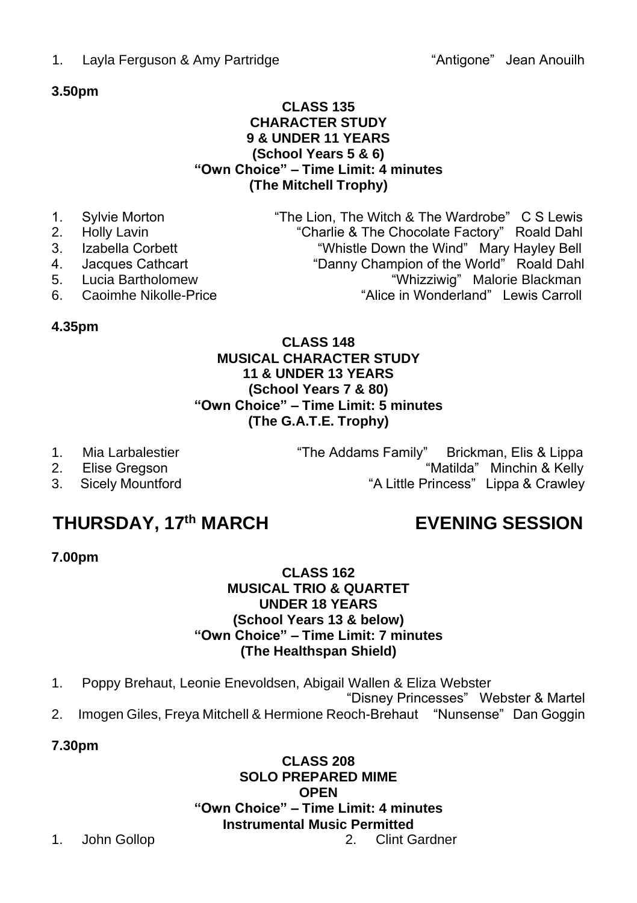1. Layla Ferguson & Amy Partridge "Antigone" Jean Anouilh

**3.50pm**

**CLASS 135**
**CHARACTER STUDY**
**9 & UNDER 11 YEARS**
**(School Years 5 & 6)**
**"Own Choice" – Time Limit: 4 minutes**
**(The Mitchell Trophy)**

1. Sylvie Morton "The Lion, The Witch & The Wardrobe" C S Lewis
2. Holly Lavin "Charlie & The Chocolate Factory" Roald Dahl
3. Izabella Corbett "Whistle Down the Wind" Mary Hayley Bell
4. Jacques Cathcart "Danny Champion of the World" Roald Dahl
5. Lucia Bartholomew "Whizziwig" Malorie Blackman
6. Caoimhe Nikolle-Price "Alice in Wonderland" Lewis Carroll

**4.35pm**

**CLASS 148**
**MUSICAL CHARACTER STUDY**
**11 & UNDER 13 YEARS**
**(School Years 7 & 80)**
**"Own Choice" – Time Limit: 5 minutes**
**(The G.A.T.E. Trophy)**

1. Mia Larbalestier "The Addams Family" Brickman, Elis & Lippa
2. Elise Gregson "Matilda" Minchin & Kelly
3. Sicely Mountford "A Little Princess" Lippa & Crawley

## THURSDAY, 17th MARCH EVENING SESSION

**7.00pm**

**CLASS 162**
**MUSICAL TRIO & QUARTET**
**UNDER 18 YEARS**
**(School Years 13 & below)**
**"Own Choice" – Time Limit: 7 minutes**
**(The Healthspan Shield)**

1. Poppy Brehaut, Leonie Enevoldsen, Abigail Wallen & Eliza Webster "Disney Princesses" Webster & Martel
2. Imogen Giles, Freya Mitchell & Hermione Reoch-Brehaut "Nunsense" Dan Goggin

**7.30pm**

**CLASS 208**
**SOLO PREPARED MIME**
**OPEN**
**"Own Choice" – Time Limit: 4 minutes**
**Instrumental Music Permitted**

1. John Gollop
2. Clint Gardner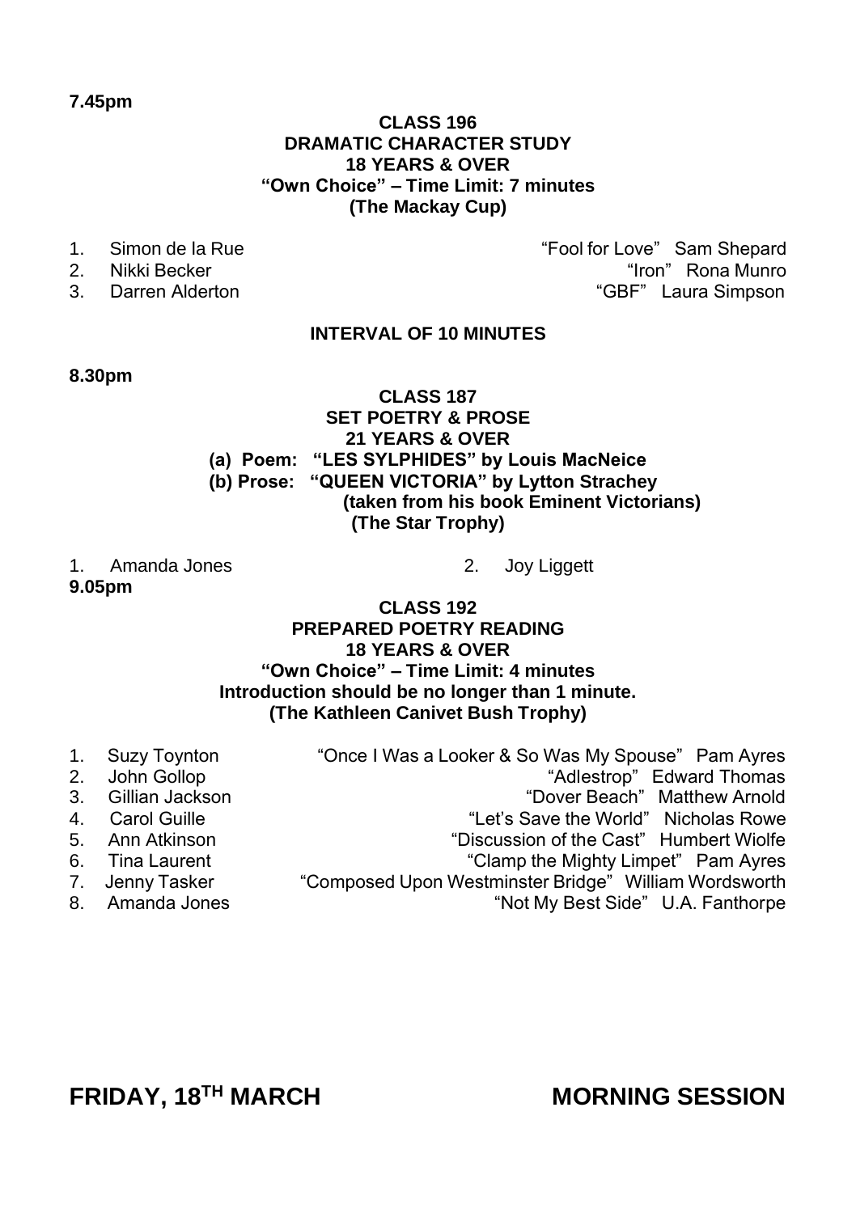**7.45pm**

**CLASS 196**
**DRAMATIC CHARACTER STUDY**
**18 YEARS & OVER**
**"Own Choice" – Time Limit: 7 minutes**
**(The Mackay Cup)**

1. Simon de la Rue — "Fool for Love" Sam Shepard
2. Nikki Becker — "Iron" Rona Munro
3. Darren Alderton — "GBF" Laura Simpson

**INTERVAL OF 10 MINUTES**

**8.30pm**

**CLASS 187**
**SET POETRY & PROSE**
**21 YEARS & OVER**
**(a) Poem: "LES SYLPHIDES" by Louis MacNeice**
**(b) Prose: "QUEEN VICTORIA" by Lytton Strachey**
**(taken from his book Eminent Victorians)**
**(The Star Trophy)**

1. Amanda Jones
2. Joy Liggett

**9.05pm**

**CLASS 192**
**PREPARED POETRY READING**
**18 YEARS & OVER**
**"Own Choice" – Time Limit: 4 minutes**
**Introduction should be no longer than 1 minute.**
**(The Kathleen Canivet Bush Trophy)**

1. Suzy Toynton — "Once I Was a Looker & So Was My Spouse" Pam Ayres
2. John Gollop — "Adlestrop" Edward Thomas
3. Gillian Jackson — "Dover Beach" Matthew Arnold
4. Carol Guille — "Let's Save the World" Nicholas Rowe
5. Ann Atkinson — "Discussion of the Cast" Humbert Wiolfe
6. Tina Laurent — "Clamp the Mighty Limpet" Pam Ayres
7. Jenny Tasker — "Composed Upon Westminster Bridge" William Wordsworth
8. Amanda Jones — "Not My Best Side" U.A. Fanthorpe

## FRIDAY, 18TH MARCH — MORNING SESSION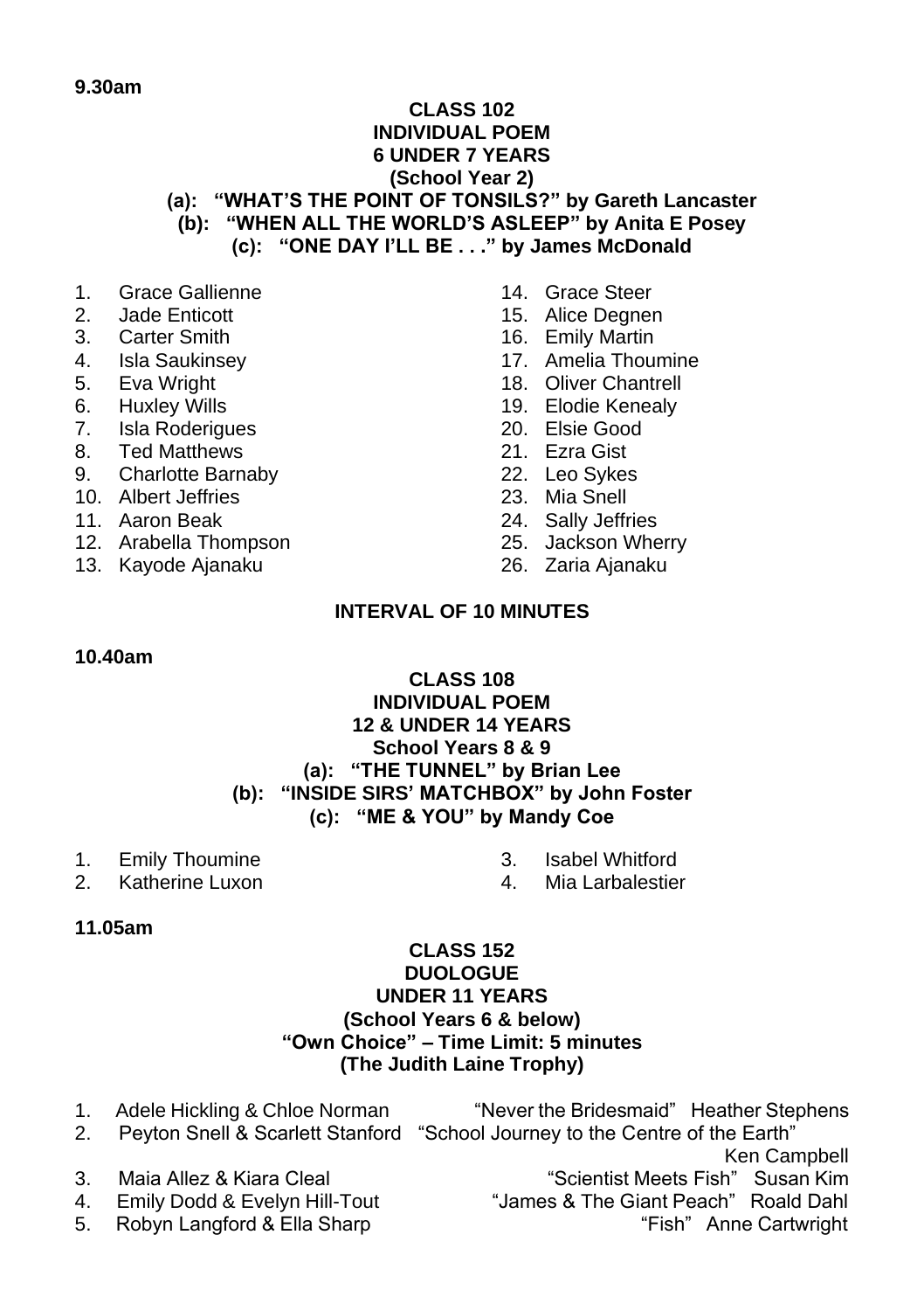**9.30am**

**CLASS 102**
**INDIVIDUAL POEM**
**6 UNDER 7 YEARS**
**(School Year 2)**
**(a): "WHAT'S THE POINT OF TONSILS?" by Gareth Lancaster**
**(b): "WHEN ALL THE WORLD'S ASLEEP" by Anita E Posey**
**(c): "ONE DAY I'LL BE . . ." by James McDonald**

1. Grace Gallienne
2. Jade Enticott
3. Carter Smith
4. Isla Saukinsey
5. Eva Wright
6. Huxley Wills
7. Isla Roderigues
8. Ted Matthews
9. Charlotte Barnaby
10. Albert Jeffries
11. Aaron Beak
12. Arabella Thompson
13. Kayode Ajanaku
14. Grace Steer
15. Alice Degnen
16. Emily Martin
17. Amelia Thoumine
18. Oliver Chantrell
19. Elodie Kenealy
20. Elsie Good
21. Ezra Gist
22. Leo Sykes
23. Mia Snell
24. Sally Jeffries
25. Jackson Wherry
26. Zaria Ajanaku

**INTERVAL OF 10 MINUTES**

**10.40am**

**CLASS 108**
**INDIVIDUAL POEM**
**12 & UNDER 14 YEARS**
**School Years 8 & 9**
**(a): "THE TUNNEL" by Brian Lee**
**(b): "INSIDE SIRS' MATCHBOX" by John Foster**
**(c): "ME & YOU" by Mandy Coe**

1. Emily Thoumine
2. Katherine Luxon
3. Isabel Whitford
4. Mia Larbalestier

**11.05am**

**CLASS 152**
**DUOLOGUE**
**UNDER 11 YEARS**
**(School Years 6 & below)**
**"Own Choice" – Time Limit: 5 minutes**
**(The Judith Laine Trophy)**

1. Adele Hickling & Chloe Norman — "Never the Bridesmaid" Heather Stephens
2. Peyton Snell & Scarlett Stanford — "School Journey to the Centre of the Earth" Ken Campbell
3. Maia Allez & Kiara Cleal — "Scientist Meets Fish" Susan Kim
4. Emily Dodd & Evelyn Hill-Tout — "James & The Giant Peach" Roald Dahl
5. Robyn Langford & Ella Sharp — "Fish" Anne Cartwright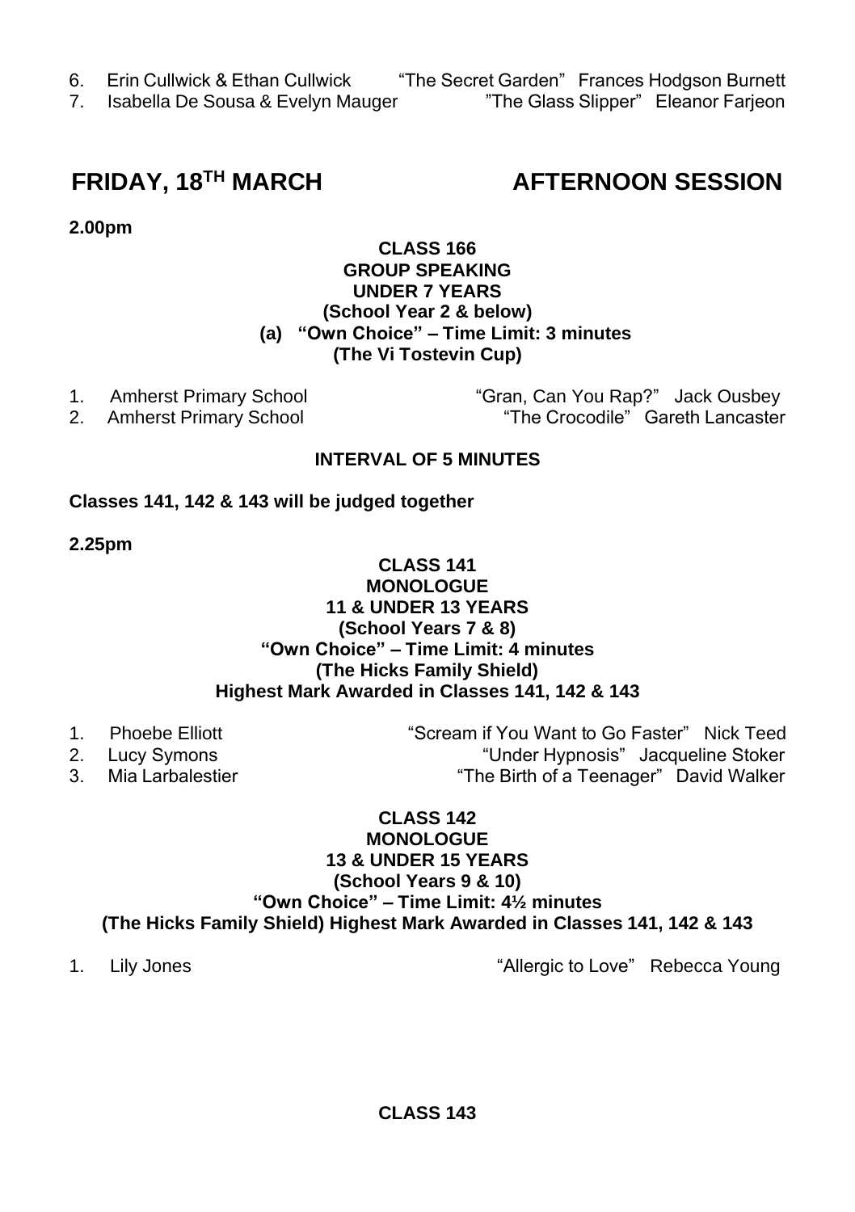6. Erin Cullwick & Ethan Cullwick "The Secret Garden" Frances Hodgson Burnett
7. Isabella De Sousa & Evelyn Mauger "The Glass Slipper" Eleanor Farjeon

## FRIDAY, 18TH MARCH AFTERNOON SESSION

**2.00pm**

**CLASS 166**
**GROUP SPEAKING**
**UNDER 7 YEARS**
**(School Year 2 & below)**
**(a) "Own Choice" – Time Limit: 3 minutes**
**(The Vi Tostevin Cup)**

1. Amherst Primary School "Gran, Can You Rap?" Jack Ousbey
2. Amherst Primary School "The Crocodile" Gareth Lancaster

**INTERVAL OF 5 MINUTES**

**Classes 141, 142 & 143 will be judged together**

**2.25pm**

**CLASS 141**
**MONOLOGUE**
**11 & UNDER 13 YEARS**
**(School Years 7 & 8)**
**"Own Choice" – Time Limit: 4 minutes**
**(The Hicks Family Shield)**
**Highest Mark Awarded in Classes 141, 142 & 143**

1. Phoebe Elliott "Scream if You Want to Go Faster" Nick Teed
2. Lucy Symons "Under Hypnosis" Jacqueline Stoker
3. Mia Larbalestier "The Birth of a Teenager" David Walker

**CLASS 142**
**MONOLOGUE**
**13 & UNDER 15 YEARS**
**(School Years 9 & 10)**
**"Own Choice" – Time Limit: 4½ minutes**
**(The Hicks Family Shield) Highest Mark Awarded in Classes 141, 142 & 143**

1. Lily Jones "Allergic to Love" Rebecca Young

**CLASS 143**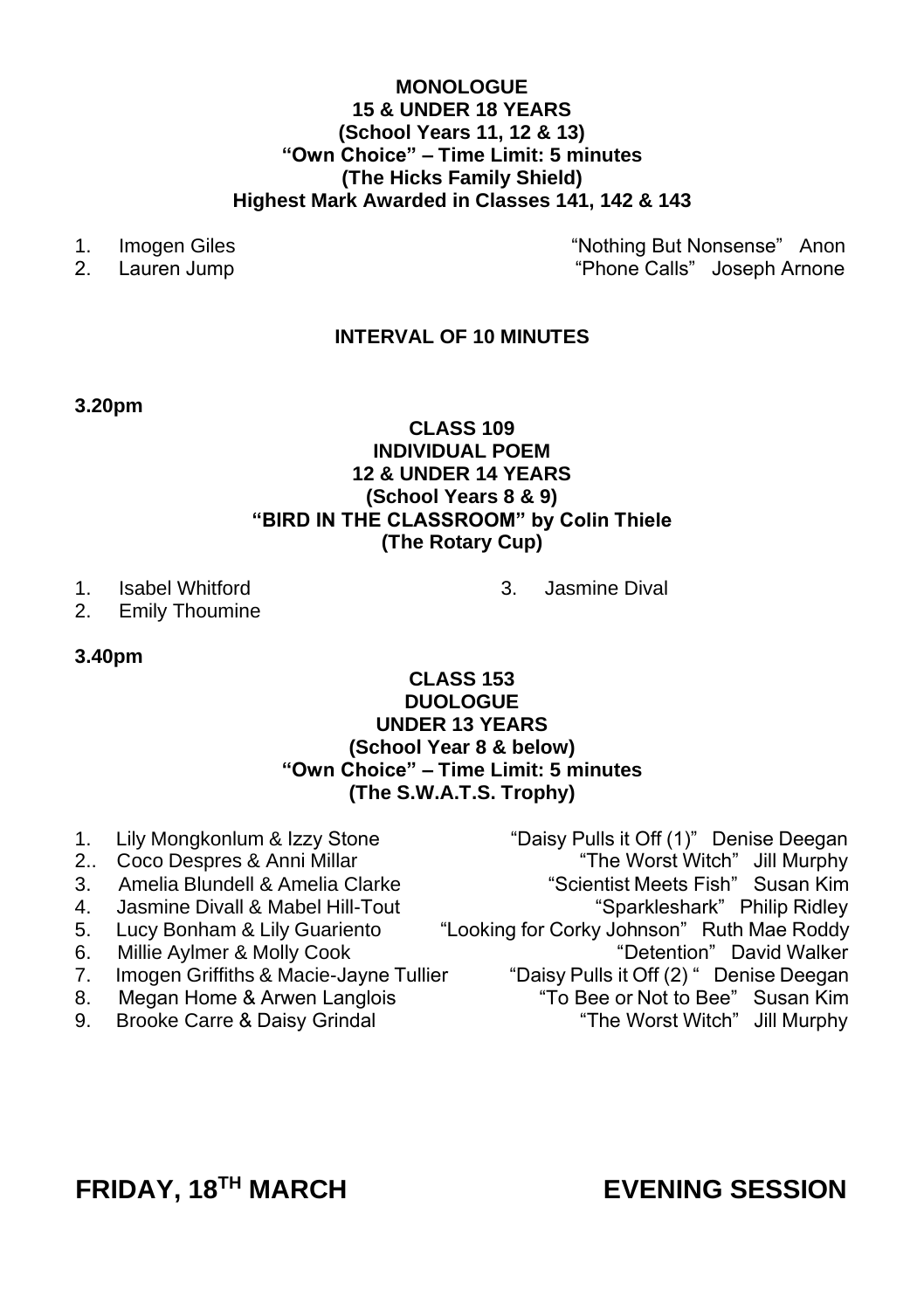**MONOLOGUE**
**15 & UNDER 18 YEARS**
**(School Years 11, 12 & 13)**
**"Own Choice" – Time Limit: 5 minutes**
**(The Hicks Family Shield)**
**Highest Mark Awarded in Classes 141, 142 & 143**

1. Imogen Giles — "Nothing But Nonsense" Anon
2. Lauren Jump — "Phone Calls" Joseph Arnone

**INTERVAL OF 10 MINUTES**

**3.20pm**

**CLASS 109**
**INDIVIDUAL POEM**
**12 & UNDER 14 YEARS**
**(School Years 8 & 9)**
**"BIRD IN THE CLASSROOM" by Colin Thiele**
**(The Rotary Cup)**

1. Isabel Whitford
2. Emily Thoumine
3. Jasmine Dival

**3.40pm**

**CLASS 153**
**DUOLOGUE**
**UNDER 13 YEARS**
**(School Year 8 & below)**
**"Own Choice" – Time Limit: 5 minutes**
**(The S.W.A.T.S. Trophy)**

1. Lily Mongkonlum & Izzy Stone — "Daisy Pulls it Off (1)" Denise Deegan
2.. Coco Despres & Anni Millar — "The Worst Witch" Jill Murphy
3. Amelia Blundell & Amelia Clarke — "Scientist Meets Fish" Susan Kim
4. Jasmine Divall & Mabel Hill-Tout — "Sparkleshark" Philip Ridley
5. Lucy Bonham & Lily Guariento — "Looking for Corky Johnson" Ruth Mae Roddy
6. Millie Aylmer & Molly Cook — "Detention" David Walker
7. Imogen Griffiths & Macie-Jayne Tullier — "Daisy Pulls it Off (2) " Denise Deegan
8. Megan Home & Arwen Langlois — "To Bee or Not to Bee" Susan Kim
9. Brooke Carre & Daisy Grindal — "The Worst Witch" Jill Murphy

## FRIDAY, 18TH MARCH — EVENING SESSION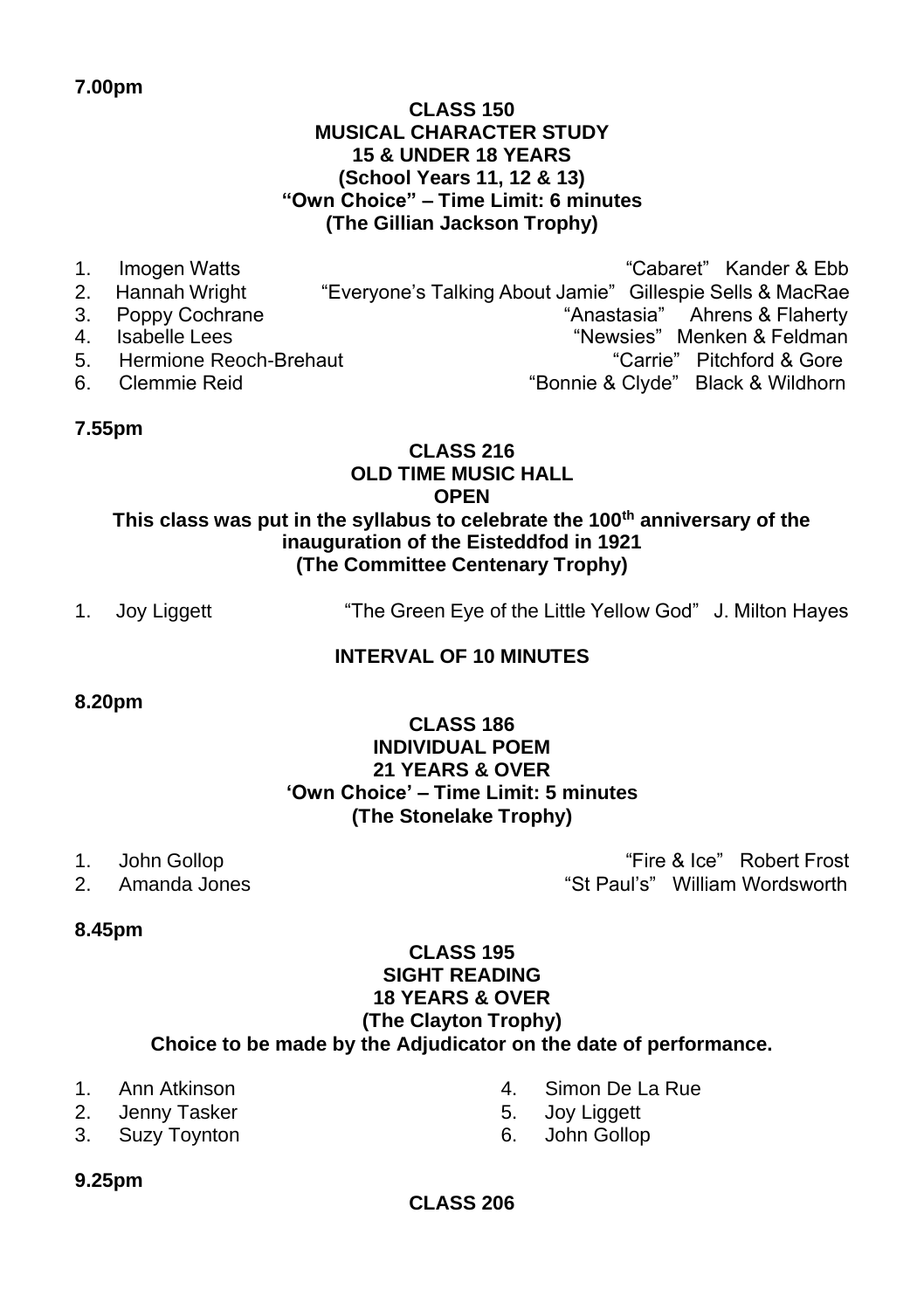**7.00pm**

**CLASS 150**
**MUSICAL CHARACTER STUDY**
**15 & UNDER 18 YEARS**
**(School Years 11, 12 & 13)**
**"Own Choice" – Time Limit: 6 minutes**
**(The Gillian Jackson Trophy)**

1. Imogen Watts — "Cabaret" Kander & Ebb
2. Hannah Wright — "Everyone's Talking About Jamie" Gillespie Sells & MacRae
3. Poppy Cochrane — "Anastasia" Ahrens & Flaherty
4. Isabelle Lees — "Newsies" Menken & Feldman
5. Hermione Reoch-Brehaut — "Carrie" Pitchford & Gore
6. Clemmie Reid — "Bonnie & Clyde" Black & Wildhorn

**7.55pm**

**CLASS 216**
**OLD TIME MUSIC HALL**
**OPEN**
**This class was put in the syllabus to celebrate the 100th anniversary of the inauguration of the Eisteddfod in 1921**
**(The Committee Centenary Trophy)**

1. Joy Liggett — "The Green Eye of the Little Yellow God" J. Milton Hayes

**INTERVAL OF 10 MINUTES**

**8.20pm**

**CLASS 186**
**INDIVIDUAL POEM**
**21 YEARS & OVER**
**'Own Choice' – Time Limit: 5 minutes**
**(The Stonelake Trophy)**

1. John Gollop — "Fire & Ice" Robert Frost
2. Amanda Jones — "St Paul's" William Wordsworth

**8.45pm**

**CLASS 195**
**SIGHT READING**
**18 YEARS & OVER**
**(The Clayton Trophy)**
**Choice to be made by the Adjudicator on the date of performance.**

1. Ann Atkinson
2. Jenny Tasker
3. Suzy Toynton
4. Simon De La Rue
5. Joy Liggett
6. John Gollop

**9.25pm**

**CLASS 206**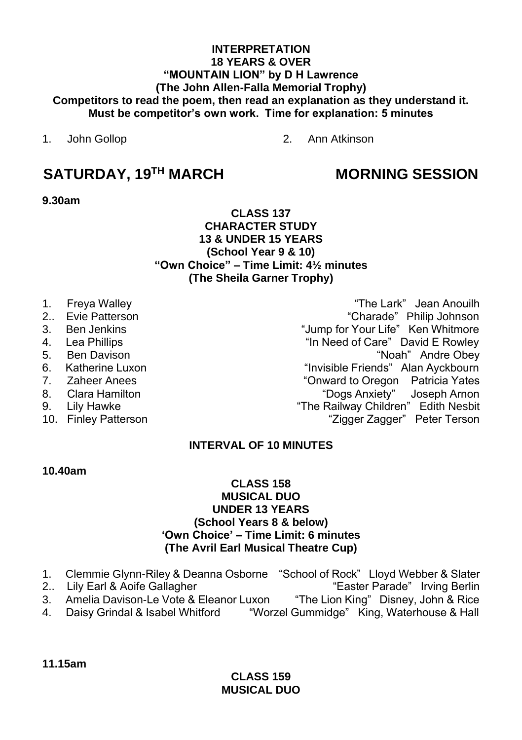**INTERPRETATION**
**18 YEARS & OVER**
**"MOUNTAIN LION" by D H Lawrence**
**(The John Allen-Falla Memorial Trophy)**
**Competitors to read the poem, then read an explanation as they understand it.**
**Must be competitor's own work. Time for explanation: 5 minutes**

1. John Gollop
2. Ann Atkinson

## SATURDAY, 19TH MARCH — MORNING SESSION

**9.30am**

**CLASS 137**
**CHARACTER STUDY**
**13 & UNDER 15 YEARS**
**(School Year 9 & 10)**
**"Own Choice" – Time Limit: 4½ minutes**
**(The Sheila Garner Trophy)**

1. Freya Walley — "The Lark" Jean Anouilh
2. Evie Patterson — "Charade" Philip Johnson
3. Ben Jenkins — "Jump for Your Life" Ken Whitmore
4. Lea Phillips — "In Need of Care" David E Rowley
5. Ben Davison — "Noah" Andre Obey
6. Katherine Luxon — "Invisible Friends" Alan Ayckbourn
7. Zaheer Anees — "Onward to Oregon Patricia Yates
8. Clara Hamilton — "Dogs Anxiety" Joseph Arnon
9. Lily Hawke — "The Railway Children" Edith Nesbit
10. Finley Patterson — "Zigger Zagger" Peter Terson

**INTERVAL OF 10 MINUTES**

**10.40am**

**CLASS 158**
**MUSICAL DUO**
**UNDER 13 YEARS**
**(School Years 8 & below)**
**'Own Choice' – Time Limit: 6 minutes**
**(The Avril Earl Musical Theatre Cup)**

1. Clemmie Glynn-Riley & Deanna Osborne — "School of Rock" Lloyd Webber & Slater
2. Lily Earl & Aoife Gallagher — "Easter Parade" Irving Berlin
3. Amelia Davison-Le Vote & Eleanor Luxon — "The Lion King" Disney, John & Rice
4. Daisy Grindal & Isabel Whitford — "Worzel Gummidge" King, Waterhouse & Hall

**11.15am**

**CLASS 159**
**MUSICAL DUO**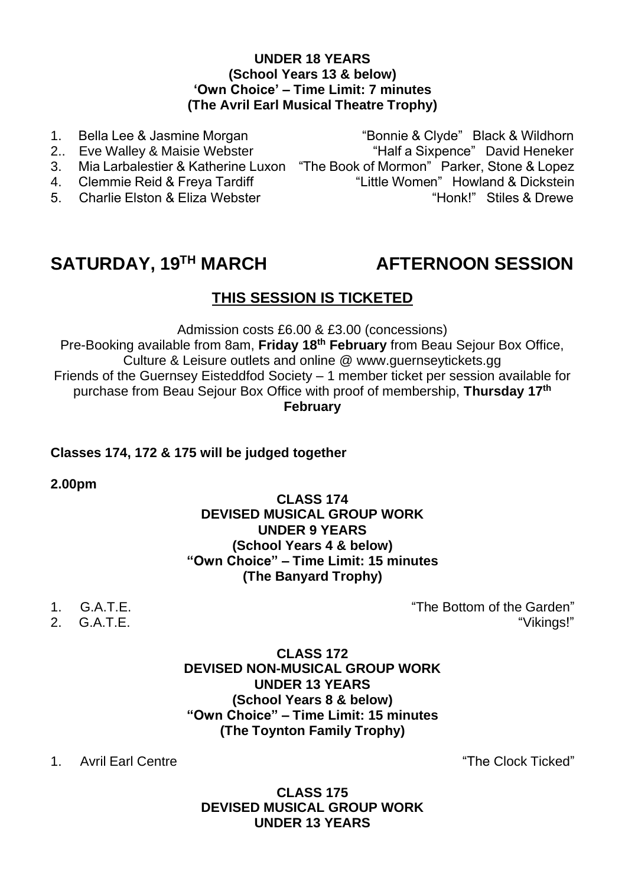**UNDER 18 YEARS**
**(School Years 13 & below)**
**'Own Choice' – Time Limit: 7 minutes**
**(The Avril Earl Musical Theatre Trophy)**

1. Bella Lee & Jasmine Morgan — "Bonnie & Clyde" Black & Wildhorn
2.. Eve Walley & Maisie Webster — "Half a Sixpence" David Heneker
3. Mia Larbalestier & Katherine Luxon — "The Book of Mormon" Parker, Stone & Lopez
4. Clemmie Reid & Freya Tardiff — "Little Women" Howland & Dickstein
5. Charlie Elston & Eliza Webster — "Honk!" Stiles & Drewe

# SATURDAY, 19TH MARCH — AFTERNOON SESSION

## THIS SESSION IS TICKETED

Admission costs £6.00 & £3.00 (concessions)
Pre-Booking available from 8am, **Friday 18th February** from Beau Sejour Box Office, Culture & Leisure outlets and online @ www.guernseytickets.gg
Friends of the Guernsey Eisteddfod Society – 1 member ticket per session available for purchase from Beau Sejour Box Office with proof of membership, **Thursday 17th February**

**Classes 174, 172 & 175 will be judged together**

**2.00pm**

**CLASS 174**
**DEVISED MUSICAL GROUP WORK**
**UNDER 9 YEARS**
**(School Years 4 & below)**
**"Own Choice" – Time Limit: 15 minutes**
**(The Banyard Trophy)**

1. G.A.T.E. — "The Bottom of the Garden"
2. G.A.T.E. — "Vikings!"

**CLASS 172**
**DEVISED NON-MUSICAL GROUP WORK**
**UNDER 13 YEARS**
**(School Years 8 & below)**
**"Own Choice" – Time Limit: 15 minutes**
**(The Toynton Family Trophy)**

1. Avril Earl Centre — "The Clock Ticked"

**CLASS 175**
**DEVISED MUSICAL GROUP WORK**
**UNDER 13 YEARS**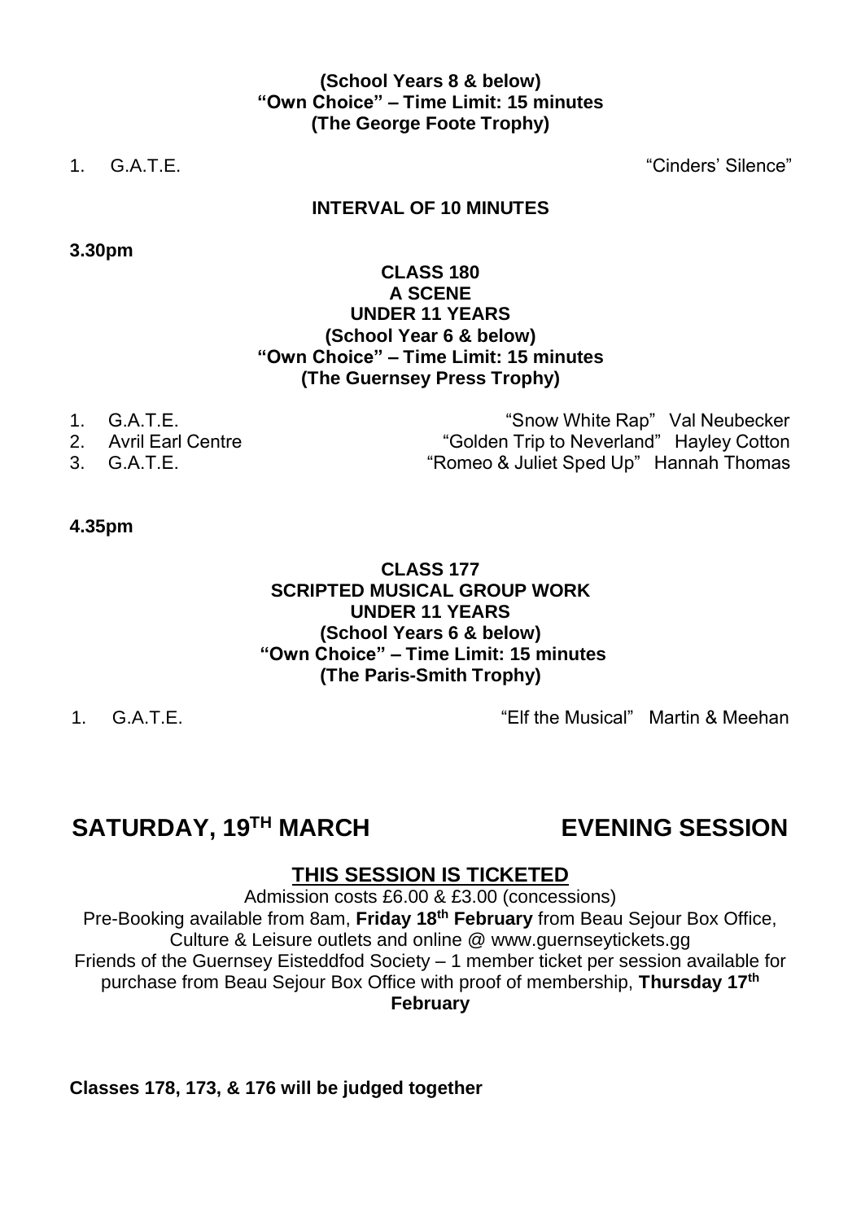**(School Years 8 & below)**
**"Own Choice" – Time Limit: 15 minutes**
**(The George Foote Trophy)**

1. G.A.T.E. "Cinders' Silence"

**INTERVAL OF 10 MINUTES**

**3.30pm**

**CLASS 180**
**A SCENE**
**UNDER 11 YEARS**
**(School Year 6 & below)**
**"Own Choice" – Time Limit: 15 minutes**
**(The Guernsey Press Trophy)**

1. G.A.T.E. "Snow White Rap" Val Neubecker
2. Avril Earl Centre "Golden Trip to Neverland" Hayley Cotton
3. G.A.T.E. "Romeo & Juliet Sped Up" Hannah Thomas

**4.35pm**

**CLASS 177**
**SCRIPTED MUSICAL GROUP WORK**
**UNDER 11 YEARS**
**(School Years 6 & below)**
**"Own Choice" – Time Limit: 15 minutes**
**(The Paris-Smith Trophy)**

1. G.A.T.E. "Elf the Musical" Martin & Meehan

## SATURDAY, 19TH MARCH EVENING SESSION

**THIS SESSION IS TICKETED**

Admission costs £6.00 & £3.00 (concessions)
Pre-Booking available from 8am, **Friday 18th February** from Beau Sejour Box Office, Culture & Leisure outlets and online @ www.guernseytickets.gg
Friends of the Guernsey Eisteddfod Society – 1 member ticket per session available for purchase from Beau Sejour Box Office with proof of membership, **Thursday 17th February**

**Classes 178, 173, & 176 will be judged together**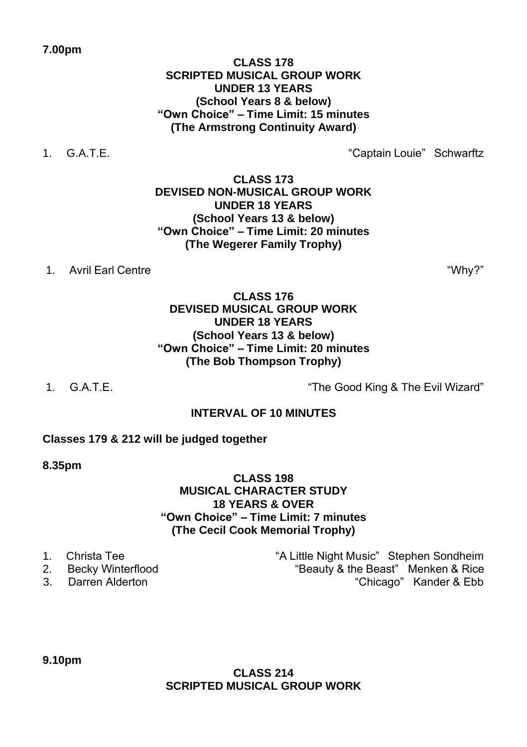**7.00pm**

**CLASS 178**
**SCRIPTED MUSICAL GROUP WORK**
**UNDER 13 YEARS**
**(School Years 8 & below)**
**"Own Choice" – Time Limit: 15 minutes**
**(The Armstrong Continuity Award)**

1. G.A.T.E. "Captain Louie" Schwarftz

**CLASS 173**
**DEVISED NON-MUSICAL GROUP WORK**
**UNDER 18 YEARS**
**(School Years 13 & below)**
**"Own Choice" – Time Limit: 20 minutes**
**(The Wegerer Family Trophy)**

1. Avril Earl Centre "Why?"

**CLASS 176**
**DEVISED MUSICAL GROUP WORK**
**UNDER 18 YEARS**
**(School Years 13 & below)**
**"Own Choice" – Time Limit: 20 minutes**
**(The Bob Thompson Trophy)**

1. G.A.T.E. "The Good King & The Evil Wizard"

**INTERVAL OF 10 MINUTES**

**Classes 179 & 212 will be judged together**

**8.35pm**

**CLASS 198**
**MUSICAL CHARACTER STUDY**
**18 YEARS & OVER**
**"Own Choice" – Time Limit: 7 minutes**
**(The Cecil Cook Memorial Trophy)**

1. Christa Tee "A Little Night Music" Stephen Sondheim
2. Becky Winterflood "Beauty & the Beast" Menken & Rice
3. Darren Alderton "Chicago" Kander & Ebb

**9.10pm**

**CLASS 214**
**SCRIPTED MUSICAL GROUP WORK**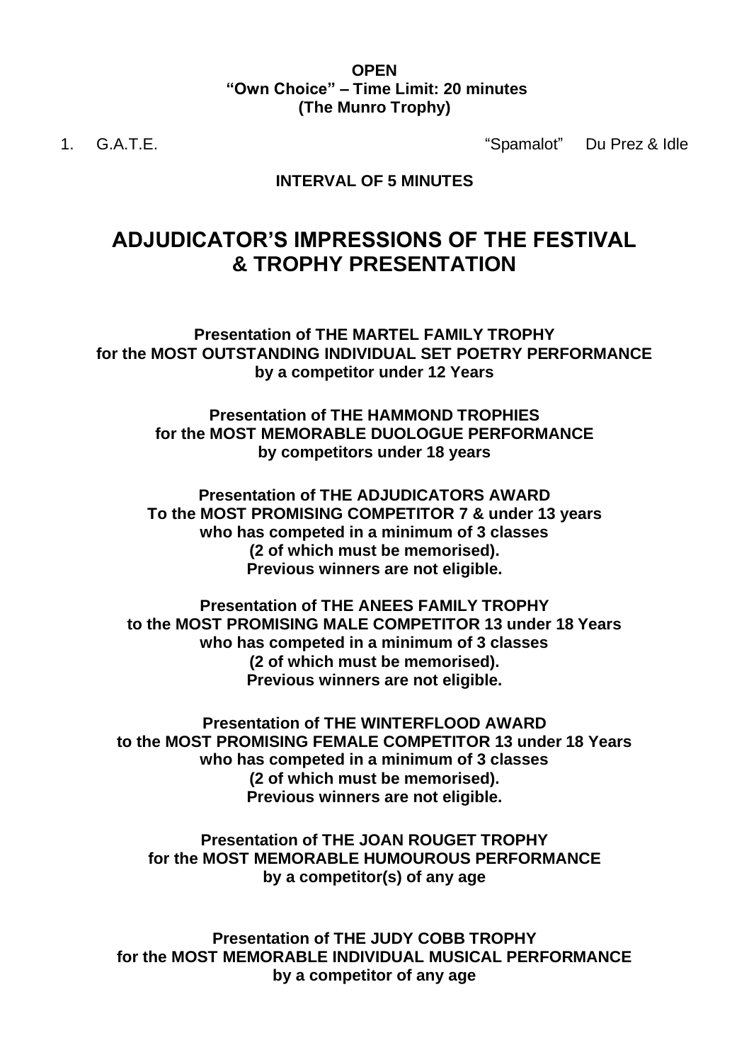**OPEN**
**"Own Choice" – Time Limit: 20 minutes**
**(The Munro Trophy)**

1. G.A.T.E. "Spamalot" Du Prez & Idle

**INTERVAL OF 5 MINUTES**

## ADJUDICATOR'S IMPRESSIONS OF THE FESTIVAL & TROPHY PRESENTATION

**Presentation of THE MARTEL FAMILY TROPHY**
**for the MOST OUTSTANDING INDIVIDUAL SET POETRY PERFORMANCE**
**by a competitor under 12 Years**

**Presentation of THE HAMMOND TROPHIES**
**for the MOST MEMORABLE DUOLOGUE PERFORMANCE**
**by competitors under 18 years**

**Presentation of THE ADJUDICATORS AWARD**
**To the MOST PROMISING COMPETITOR 7 & under 13 years**
**who has competed in a minimum of 3 classes**
**(2 of which must be memorised).**
**Previous winners are not eligible.**

**Presentation of THE ANEES FAMILY TROPHY**
**to the MOST PROMISING MALE COMPETITOR 13 under 18 Years**
**who has competed in a minimum of 3 classes**
**(2 of which must be memorised).**
**Previous winners are not eligible.**

**Presentation of THE WINTERFLOOD AWARD**
**to the MOST PROMISING FEMALE COMPETITOR 13 under 18 Years**
**who has competed in a minimum of 3 classes**
**(2 of which must be memorised).**
**Previous winners are not eligible.**

**Presentation of THE JOAN ROUGET TROPHY**
**for the MOST MEMORABLE HUMOUROUS PERFORMANCE**
**by a competitor(s) of any age**

**Presentation of THE JUDY COBB TROPHY**
**for the MOST MEMORABLE INDIVIDUAL MUSICAL PERFORMANCE**
**by a competitor of any age**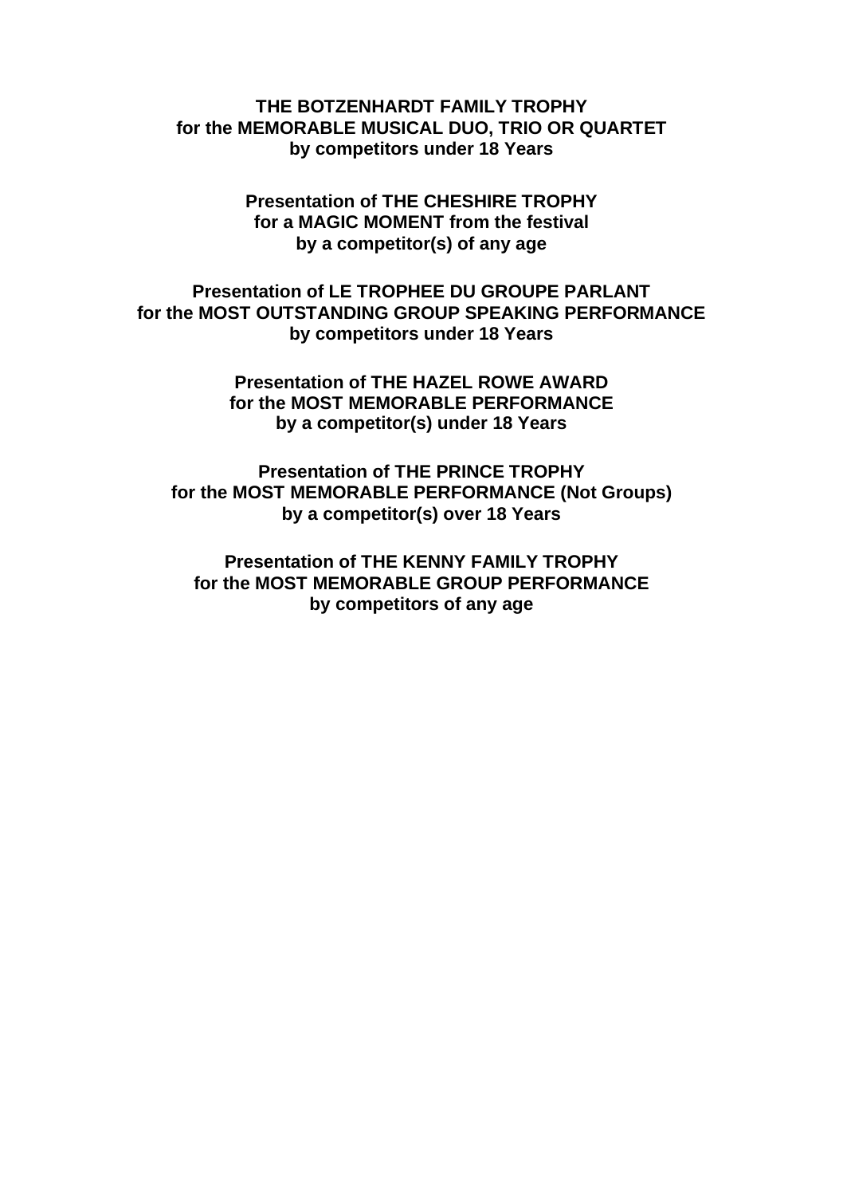**THE BOTZENHARDT FAMILY TROPHY**
**for the MEMORABLE MUSICAL DUO, TRIO OR QUARTET**
**by competitors under 18 Years**

**Presentation of THE CHESHIRE TROPHY**
**for a MAGIC MOMENT from the festival**
**by a competitor(s) of any age**

**Presentation of LE TROPHEE DU GROUPE PARLANT**
**for the MOST OUTSTANDING GROUP SPEAKING PERFORMANCE**
**by competitors under 18 Years**

**Presentation of THE HAZEL ROWE AWARD**
**for the MOST MEMORABLE PERFORMANCE**
**by a competitor(s) under 18 Years**

**Presentation of THE PRINCE TROPHY**
**for the MOST MEMORABLE PERFORMANCE (Not Groups)**
**by a competitor(s) over 18 Years**

**Presentation of THE KENNY FAMILY TROPHY**
**for the MOST MEMORABLE GROUP PERFORMANCE**
**by competitors of any age**